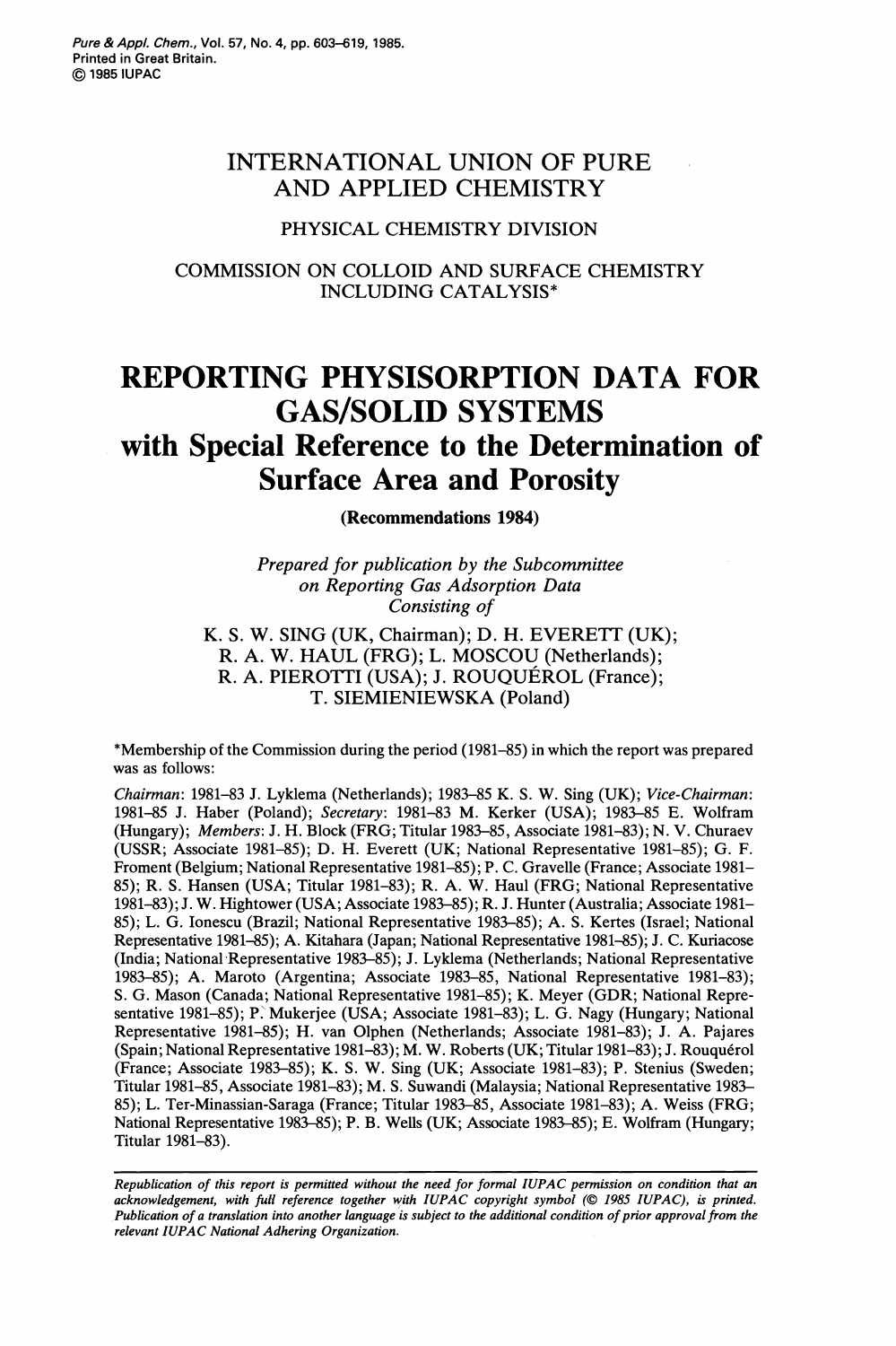# INTERNATIONAL UNION OF PURE AND APPLIED CHEMISTRY

## PHYSICAL CHEMISTRY DIVISION

## COMMISSION ON COLLOID AND SURFACE CHEMISTRY INCLUDING CATALYSIS*

# REPORTING PHYSISORPTION DATA FOR GAS/SOLID SYSTEMS

## with Special Reference to the Determination of Surface Area and Porosity

**(Recommendations 1984)**

*Prepared for publication by the Subcommittee on Reporting Gas Adsorption Data Consisting of*

K. S. W. SING (UK, Chairman); D. H. EVERETT (UK); R. A. W. HAUL (FRG); L. MOSCOU (Netherlands); R. A. PIEROTTI (USA); J. ROUQUÉROL (France); T. SIEMIENIEWSKA (Poland)

*Membership of the Commission during the period (1981–85) in which the report was prepared was as follows:

*Chairman*: 1981–83 J. Lyklema (Netherlands); 1983–85 K. S. W. Sing (UK); *Vice-Chairman*: 1981–85 J. Haber (Poland); *Secretary*: 1981–83 M. Kerker (USA); 1983–85 E. Wolfram (Hungary); *Members*: J. H. Block (FRG; Titular 1983–85, Associate 1981–83); N. V. Churaev (USSR; Associate 1981–85); D. H. Everett (UK; National Representative 1981–85); G. F. Froment (Belgium; National Representative 1981–85); P. C. Gravelle (France; Associate 1981–85); R. S. Hansen (USA; Titular 1981–83); R. A. W. Haul (FRG; National Representative 1981–83); J. W. Hightower (USA; Associate 1983–85); R. J. Hunter (Australia; Associate 1981–85); L. G. Ionescu (Brazil; National Representative 1983–85); A. S. Kertes (Israel; National Representative 1981–85); A. Kitahara (Japan; National Representative 1981–85); J. C. Kuriacose (India; National Representative 1983–85); J. Lyklema (Netherlands; National Representative 1983–85); A. Maroto (Argentina; Associate 1983–85, National Representative 1981–83); S. G. Mason (Canada; National Representative 1981–85); K. Meyer (GDR; National Representative 1981–85); P. Mukerjee (USA; Associate 1981–83); L. G. Nagy (Hungary; National Representative 1981–85); H. van Olphen (Netherlands; Associate 1981–83); J. A. Pajares (Spain; National Representative 1981–83); M. W. Roberts (UK; Titular 1981–83); J. Rouquérol (France; Associate 1983–85); K. S. W. Sing (UK; Associate 1981–83); P. Stenius (Sweden; Titular 1981–85, Associate 1981–83); M. S. Suwandi (Malaysia; National Representative 1983–85); L. Ter-Minassian-Saraga (France; Titular 1983–85, Associate 1981–83); A. Weiss (FRG; National Representative 1983–85); P. B. Wells (UK; Associate 1983–85); E. Wolfram (Hungary; Titular 1981–83).

---

*Republication of this report is permitted without the need for formal IUPAC permission on condition that an acknowledgement, with full reference together with IUPAC copyright symbol (© 1985 IUPAC), is printed. Publication of a translation into another language is subject to the additional condition of prior approval from the relevant IUPAC National Adhering Organization.*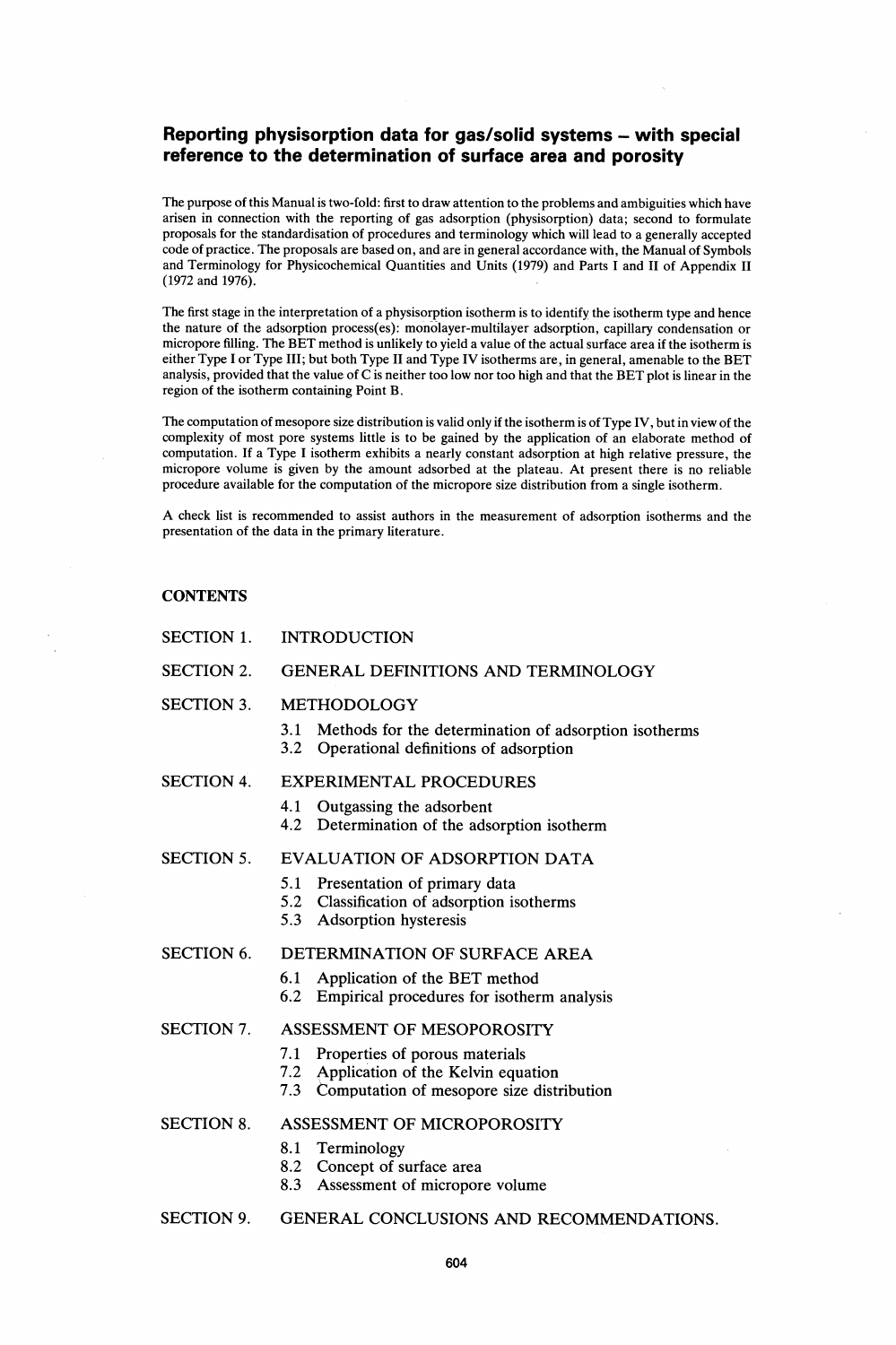# Reporting physisorption data for gas/solid systems – with special reference to the determination of surface area and porosity

The purpose of this Manual is two-fold: first to draw attention to the problems and ambiguities which have arisen in connection with the reporting of gas adsorption (physisorption) data; second to formulate proposals for the standardisation of procedures and terminology which will lead to a generally accepted code of practice. The proposals are based on, and are in general accordance with, the Manual of Symbols and Terminology for Physicochemical Quantities and Units (1979) and Parts I and II of Appendix II (1972 and 1976).

The first stage in the interpretation of a physisorption isotherm is to identify the isotherm type and hence the nature of the adsorption process(es): monolayer-multilayer adsorption, capillary condensation or micropore filling. The BET method is unlikely to yield a value of the actual surface area if the isotherm is either Type I or Type III; but both Type II and Type IV isotherms are, in general, amenable to the BET analysis, provided that the value of C is neither too low nor too high and that the BET plot is linear in the region of the isotherm containing Point B.

The computation of mesopore size distribution is valid only if the isotherm is of Type IV, but in view of the complexity of most pore systems little is to be gained by the application of an elaborate method of computation. If a Type I isotherm exhibits a nearly constant adsorption at high relative pressure, the micropore volume is given by the amount adsorbed at the plateau. At present there is no reliable procedure available for the computation of the micropore size distribution from a single isotherm.

A check list is recommended to assist authors in the measurement of adsorption isotherms and the presentation of the data in the primary literature.

## CONTENTS

SECTION 1. INTRODUCTION

SECTION 2. GENERAL DEFINITIONS AND TERMINOLOGY

SECTION 3. METHODOLOGY
- 3.1 Methods for the determination of adsorption isotherms
- 3.2 Operational definitions of adsorption

SECTION 4. EXPERIMENTAL PROCEDURES
- 4.1 Outgassing the adsorbent
- 4.2 Determination of the adsorption isotherm

SECTION 5. EVALUATION OF ADSORPTION DATA
- 5.1 Presentation of primary data
- 5.2 Classification of adsorption isotherms
- 5.3 Adsorption hysteresis

SECTION 6. DETERMINATION OF SURFACE AREA
- 6.1 Application of the BET method
- 6.2 Empirical procedures for isotherm analysis

SECTION 7. ASSESSMENT OF MESOPOROSITY
- 7.1 Properties of porous materials
- 7.2 Application of the Kelvin equation
- 7.3 Computation of mesopore size distribution

SECTION 8. ASSESSMENT OF MICROPOROSITY
- 8.1 Terminology
- 8.2 Concept of surface area
- 8.3 Assessment of micropore volume

SECTION 9. GENERAL CONCLUSIONS AND RECOMMENDATIONS.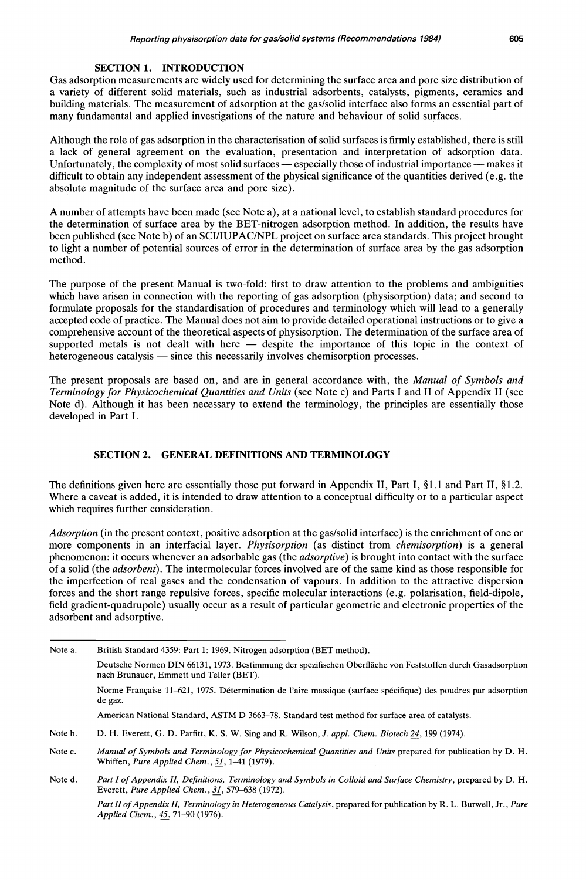## SECTION 1. INTRODUCTION

Gas adsorption measurements are widely used for determining the surface area and pore size distribution of a variety of different solid materials, such as industrial adsorbents, catalysts, pigments, ceramics and building materials. The measurement of adsorption at the gas/solid interface also forms an essential part of many fundamental and applied investigations of the nature and behaviour of solid surfaces.

Although the role of gas adsorption in the characterisation of solid surfaces is firmly established, there is still a lack of general agreement on the evaluation, presentation and interpretation of adsorption data. Unfortunately, the complexity of most solid surfaces — especially those of industrial importance — makes it difficult to obtain any independent assessment of the physical significance of the quantities derived (e.g. the absolute magnitude of the surface area and pore size).

A number of attempts have been made (see Note a), at a national level, to establish standard procedures for the determination of surface area by the BET-nitrogen adsorption method. In addition, the results have been published (see Note b) of an SCI/IUPAC/NPL project on surface area standards. This project brought to light a number of potential sources of error in the determination of surface area by the gas adsorption method.

The purpose of the present Manual is two-fold: first to draw attention to the problems and ambiguities which have arisen in connection with the reporting of gas adsorption (physisorption) data; and second to formulate proposals for the standardisation of procedures and terminology which will lead to a generally accepted code of practice. The Manual does not aim to provide detailed operational instructions or to give a comprehensive account of the theoretical aspects of physisorption. The determination of the surface area of supported metals is not dealt with here — despite the importance of this topic in the context of heterogeneous catalysis — since this necessarily involves chemisorption processes.

The present proposals are based on, and are in general accordance with, the *Manual of Symbols and Terminology for Physicochemical Quantities and Units* (see Note c) and Parts I and II of Appendix II (see Note d). Although it has been necessary to extend the terminology, the principles are essentially those developed in Part I.

## SECTION 2. GENERAL DEFINITIONS AND TERMINOLOGY

The definitions given here are essentially those put forward in Appendix II, Part I, §1.1 and Part II, §1.2. Where a caveat is added, it is intended to draw attention to a conceptual difficulty or to a particular aspect which requires further consideration.

*Adsorption* (in the present context, positive adsorption at the gas/solid interface) is the enrichment of one or more components in an interfacial layer. *Physisorption* (as distinct from *chemisorption*) is a general phenomenon: it occurs whenever an adsorbable gas (the *adsorptive*) is brought into contact with the surface of a solid (the *adsorbent*). The intermolecular forces involved are of the same kind as those responsible for the imperfection of real gases and the condensation of vapours. In addition to the attractive dispersion forces and the short range repulsive forces, specific molecular interactions (e.g. polarisation, field-dipole, field gradient-quadrupole) usually occur as a result of particular geometric and electronic properties of the adsorbent and adsorptive.

---

Note a. British Standard 4359: Part 1: 1969. Nitrogen adsorption (BET method).

Deutsche Normen DIN 66131, 1973. Bestimmung der spezifischen Oberfläche von Feststoffen durch Gasadsorption nach Brunauer, Emmett und Teller (BET).

Norme Française 11–621, 1975. Détermination de l'aire massique (surface spécifique) des poudres par adsorption de gaz.

American National Standard, ASTM D 3663–78. Standard test method for surface area of catalysts.

Note b. D. H. Everett, G. D. Parfitt, K. S. W. Sing and R. Wilson, *J. appl. Chem. Biotech* 24, 199 (1974).

Note c. *Manual of Symbols and Terminology for Physicochemical Quantities and Units* prepared for publication by D. H. Whiffen, *Pure Applied Chem.*, 51, 1–41 (1979).

Note d. *Part I of Appendix II, Definitions, Terminology and Symbols in Colloid and Surface Chemistry*, prepared by D. H. Everett, *Pure Applied Chem.*, 31, 579–638 (1972).

*Part II of Appendix II, Terminology in Heterogeneous Catalysis*, prepared for publication by R. L. Burwell, Jr., *Pure Applied Chem.*, 45, 71–90 (1976).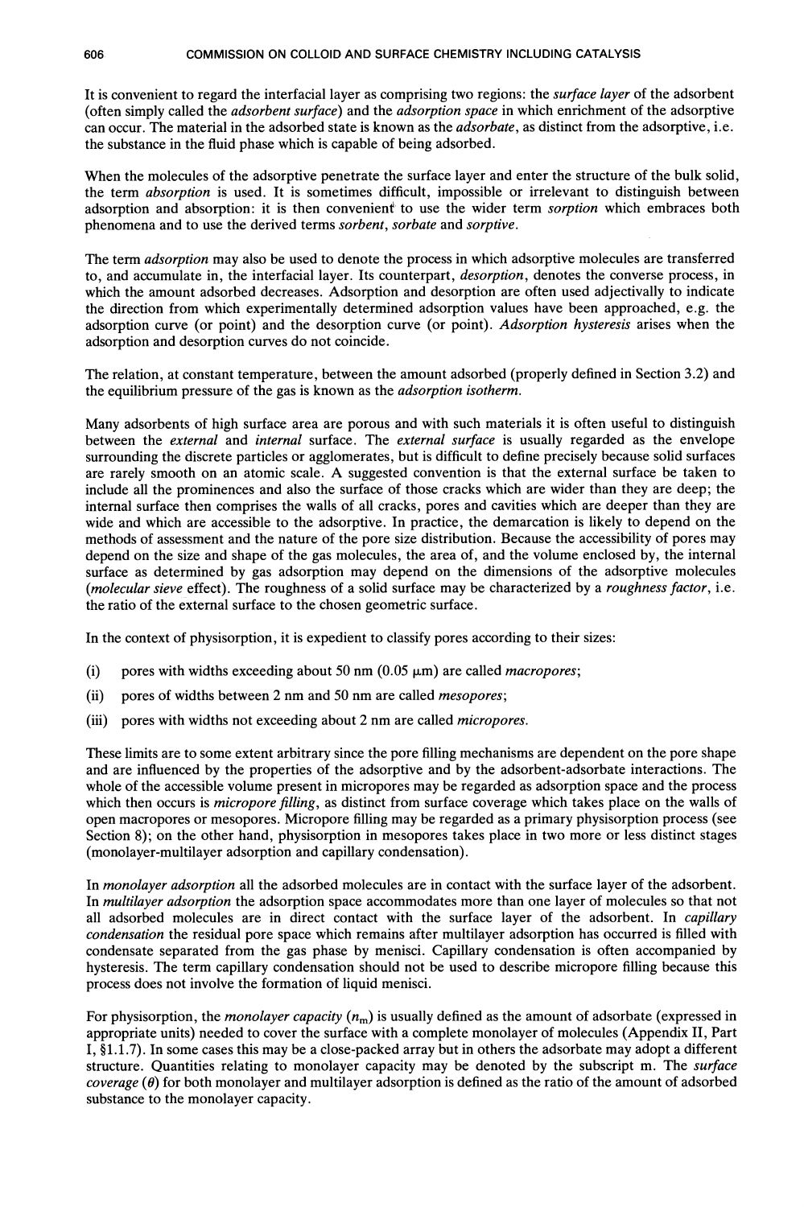It is convenient to regard the interfacial layer as comprising two regions: the *surface layer* of the adsorbent (often simply called the *adsorbent surface*) and the *adsorption space* in which enrichment of the adsorptive can occur. The material in the adsorbed state is known as the *adsorbate*, as distinct from the adsorptive, i.e. the substance in the fluid phase which is capable of being adsorbed.

When the molecules of the adsorptive penetrate the surface layer and enter the structure of the bulk solid, the term *absorption* is used. It is sometimes difficult, impossible or irrelevant to distinguish between adsorption and absorption: it is then convenient to use the wider term *sorption* which embraces both phenomena and to use the derived terms *sorbent*, *sorbate* and *sorptive*.

The term *adsorption* may also be used to denote the process in which adsorptive molecules are transferred to, and accumulate in, the interfacial layer. Its counterpart, *desorption*, denotes the converse process, in which the amount adsorbed decreases. Adsorption and desorption are often used adjectivally to indicate the direction from which experimentally determined adsorption values have been approached, e.g. the adsorption curve (or point) and the desorption curve (or point). *Adsorption hysteresis* arises when the adsorption and desorption curves do not coincide.

The relation, at constant temperature, between the amount adsorbed (properly defined in Section 3.2) and the equilibrium pressure of the gas is known as the *adsorption isotherm*.

Many adsorbents of high surface area are porous and with such materials it is often useful to distinguish between the *external* and *internal* surface. The *external surface* is usually regarded as the envelope surrounding the discrete particles or agglomerates, but is difficult to define precisely because solid surfaces are rarely smooth on an atomic scale. A suggested convention is that the external surface be taken to include all the prominences and also the surface of those cracks which are wider than they are deep; the internal surface then comprises the walls of all cracks, pores and cavities which are deeper than they are wide and which are accessible to the adsorptive. In practice, the demarcation is likely to depend on the methods of assessment and the nature of the pore size distribution. Because the accessibility of pores may depend on the size and shape of the gas molecules, the area of, and the volume enclosed by, the internal surface as determined by gas adsorption may depend on the dimensions of the adsorptive molecules (*molecular sieve* effect). The roughness of a solid surface may be characterized by a *roughness factor*, i.e. the ratio of the external surface to the chosen geometric surface.

In the context of physisorption, it is expedient to classify pores according to their sizes:

(i) pores with widths exceeding about 50 nm (0.05 μm) are called *macropores*;

(ii) pores of widths between 2 nm and 50 nm are called *mesopores*;

(iii) pores with widths not exceeding about 2 nm are called *micropores*.

These limits are to some extent arbitrary since the pore filling mechanisms are dependent on the pore shape and are influenced by the properties of the adsorptive and by the adsorbent-adsorbate interactions. The whole of the accessible volume present in micropores may be regarded as adsorption space and the process which then occurs is *micropore filling*, as distinct from surface coverage which takes place on the walls of open macropores or mesopores. Micropore filling may be regarded as a primary physisorption process (see Section 8); on the other hand, physisorption in mesopores takes place in two more or less distinct stages (monolayer-multilayer adsorption and capillary condensation).

In *monolayer adsorption* all the adsorbed molecules are in contact with the surface layer of the adsorbent. In *multilayer adsorption* the adsorption space accommodates more than one layer of molecules so that not all adsorbed molecules are in direct contact with the surface layer of the adsorbent. In *capillary condensation* the residual pore space which remains after multilayer adsorption has occurred is filled with condensate separated from the gas phase by menisci. Capillary condensation is often accompanied by hysteresis. The term capillary condensation should not be used to describe micropore filling because this process does not involve the formation of liquid menisci.

For physisorption, the *monolayer capacity* ($n_m$) is usually defined as the amount of adsorbate (expressed in appropriate units) needed to cover the surface with a complete monolayer of molecules (Appendix II, Part I, §1.1.7). In some cases this may be a close-packed array but in others the adsorbate may adopt a different structure. Quantities relating to monolayer capacity may be denoted by the subscript m. The *surface coverage* ($\theta$) for both monolayer and multilayer adsorption is defined as the ratio of the amount of adsorbed substance to the monolayer capacity.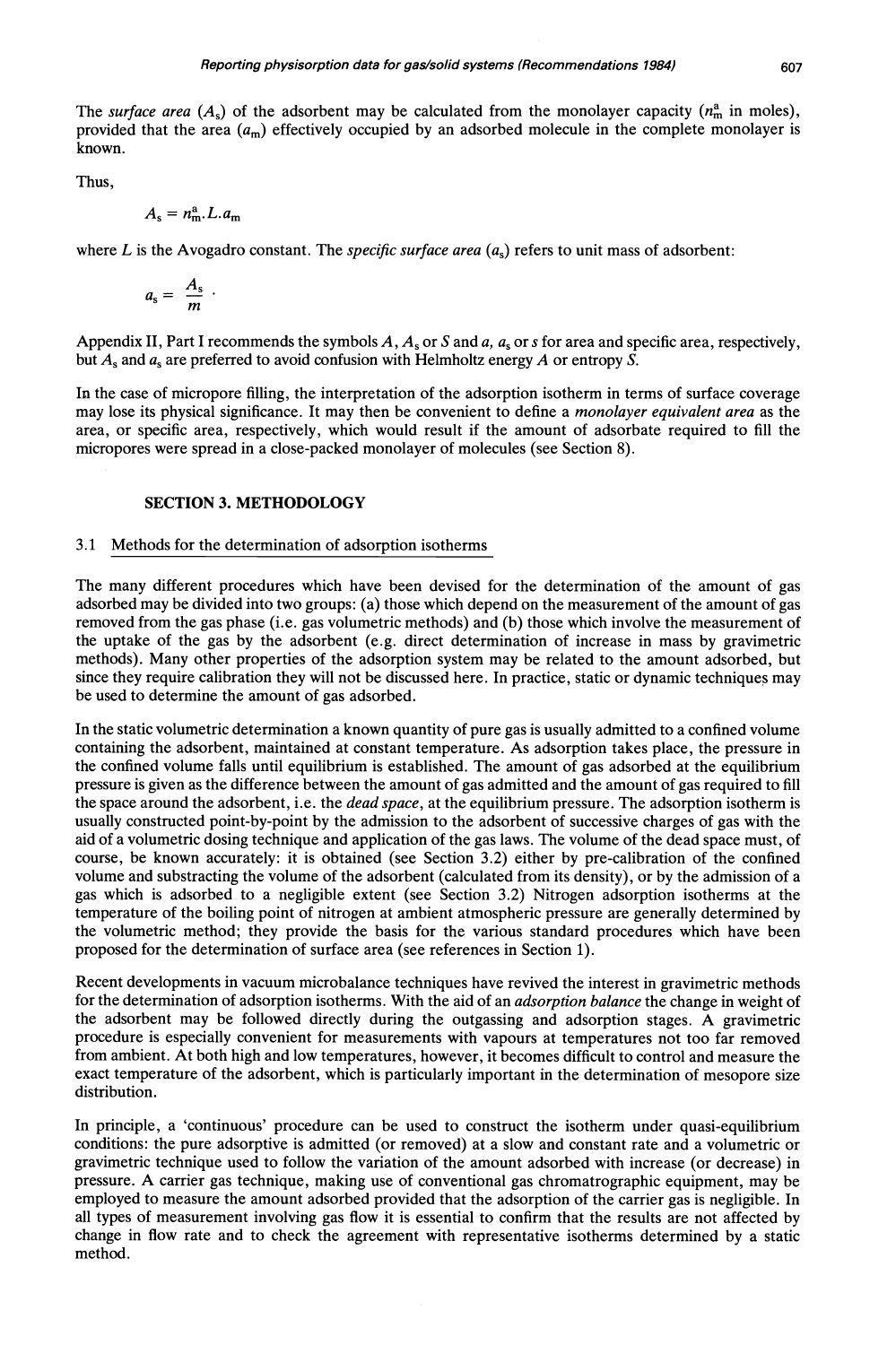The *surface area* ($A_s$) of the adsorbent may be calculated from the monolayer capacity ($n_m^a$ in moles), provided that the area ($a_m$) effectively occupied by an adsorbed molecule in the complete monolayer is known.

Thus,

$$A_s = n_m^a . L . a_m$$

where $L$ is the Avogadro constant. The *specific surface area* ($a_s$) refers to unit mass of adsorbent:

$$a_s = \frac{A_s}{m} .$$

Appendix II, Part I recommends the symbols $A$, $A_s$ or $S$ and $a$, $a_s$ or $s$ for area and specific area, respectively, but $A_s$ and $a_s$ are preferred to avoid confusion with Helmholtz energy $A$ or entropy $S$.

In the case of micropore filling, the interpretation of the adsorption isotherm in terms of surface coverage may lose its physical significance. It may then be convenient to define a *monolayer equivalent area* as the area, or specific area, respectively, which would result if the amount of adsorbate required to fill the micropores were spread in a close-packed monolayer of molecules (see Section 8).

## SECTION 3. METHODOLOGY

### 3.1 Methods for the determination of adsorption isotherms

The many different procedures which have been devised for the determination of the amount of gas adsorbed may be divided into two groups: (a) those which depend on the measurement of the amount of gas removed from the gas phase (i.e. gas volumetric methods) and (b) those which involve the measurement of the uptake of the gas by the adsorbent (e.g. direct determination of increase in mass by gravimetric methods). Many other properties of the adsorption system may be related to the amount adsorbed, but since they require calibration they will not be discussed here. In practice, static or dynamic techniques may be used to determine the amount of gas adsorbed.

In the static volumetric determination a known quantity of pure gas is usually admitted to a confined volume containing the adsorbent, maintained at constant temperature. As adsorption takes place, the pressure in the confined volume falls until equilibrium is established. The amount of gas adsorbed at the equilibrium pressure is given as the difference between the amount of gas admitted and the amount of gas required to fill the space around the adsorbent, i.e. the *dead space*, at the equilibrium pressure. The adsorption isotherm is usually constructed point-by-point by the admission to the adsorbent of successive charges of gas with the aid of a volumetric dosing technique and application of the gas laws. The volume of the dead space must, of course, be known accurately: it is obtained (see Section 3.2) either by pre-calibration of the confined volume and substracting the volume of the adsorbent (calculated from its density), or by the admission of a gas which is adsorbed to a negligible extent (see Section 3.2) Nitrogen adsorption isotherms at the temperature of the boiling point of nitrogen at ambient atmospheric pressure are generally determined by the volumetric method; they provide the basis for the various standard procedures which have been proposed for the determination of surface area (see references in Section 1).

Recent developments in vacuum microbalance techniques have revived the interest in gravimetric methods for the determination of adsorption isotherms. With the aid of an *adsorption balance* the change in weight of the adsorbent may be followed directly during the outgassing and adsorption stages. A gravimetric procedure is especially convenient for measurements with vapours at temperatures not too far removed from ambient. At both high and low temperatures, however, it becomes difficult to control and measure the exact temperature of the adsorbent, which is particularly important in the determination of mesopore size distribution.

In principle, a 'continuous' procedure can be used to construct the isotherm under quasi-equilibrium conditions: the pure adsorptive is admitted (or removed) at a slow and constant rate and a volumetric or gravimetric technique used to follow the variation of the amount adsorbed with increase (or decrease) in pressure. A carrier gas technique, making use of conventional gas chromatographic equipment, may be employed to measure the amount adsorbed provided that the adsorption of the carrier gas is negligible. In all types of measurement involving gas flow it is essential to confirm that the results are not affected by change in flow rate and to check the agreement with representative isotherms determined by a static method.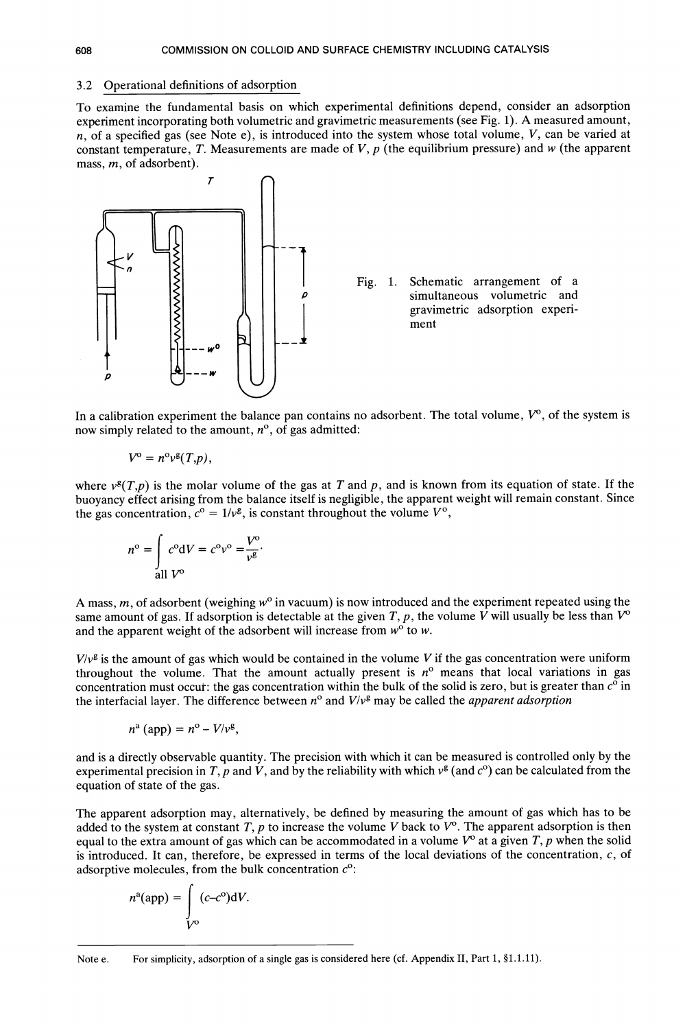## 3.2 Operational definitions of adsorption

To examine the fundamental basis on which experimental definitions depend, consider an adsorption experiment incorporating both volumetric and gravimetric measurements (see Fig. 1). A measured amount, $n$, of a specified gas (see Note e), is introduced into the system whose total volume, $V$, can be varied at constant temperature, $T$. Measurements are made of $V$, $p$ (the equilibrium pressure) and $w$ (the apparent mass, $m$, of adsorbent).

Fig. 1. Schematic arrangement of a simultaneous volumetric and gravimetric adsorption experiment

In a calibration experiment the balance pan contains no adsorbent. The total volume, $V^o$, of the system is now simply related to the amount, $n^o$, of gas admitted:

$$V^o = n^o v^g(T,p),$$

where $v^g(T,p)$ is the molar volume of the gas at $T$ and $p$, and is known from its equation of state. If the buoyancy effect arising from the balance itself is negligible, the apparent weight will remain constant. Since the gas concentration, $c^o = 1/v^g$, is constant throughout the volume $V^o$,

$$n^o = \int_{\text{all } V^o} c^o \mathrm{d}V = c^o v^o = \frac{V^o}{v^g}.$$

A mass, $m$, of adsorbent (weighing $w^o$ in vacuum) is now introduced and the experiment repeated using the same amount of gas. If adsorption is detectable at the given $T$, $p$, the volume $V$ will usually be less than $V^o$ and the apparent weight of the adsorbent will increase from $w^o$ to $w$.

$V/v^g$ is the amount of gas which would be contained in the volume $V$ if the gas concentration were uniform throughout the volume. That the amount actually present is $n^o$ means that local variations in gas concentration must occur: the gas concentration within the bulk of the solid is zero, but is greater than $c^o$ in the interfacial layer. The difference between $n^o$ and $V/v^g$ may be called the *apparent adsorption*

$$n^a\,(\text{app}) = n^o - V/v^g,$$

and is a directly observable quantity. The precision with which it can be measured is controlled only by the experimental precision in $T$, $p$ and $V$, and by the reliability with which $v^g$ (and $c^o$) can be calculated from the equation of state of the gas.

The apparent adsorption may, alternatively, be defined by measuring the amount of gas which has to be added to the system at constant $T$, $p$ to increase the volume $V$ back to $V^o$. The apparent adsorption is then equal to the extra amount of gas which can be accommodated in a volume $V^o$ at a given $T$, $p$ when the solid is introduced. It can, therefore, be expressed in terms of the local deviations of the concentration, $c$, of adsorptive molecules, from the bulk concentration $c^o$:

$$n^a(\text{app}) = \int_{V^o} (c - c^o)\mathrm{d}V.$$

Note e. For simplicity, adsorption of a single gas is considered here (cf. Appendix II, Part 1, §1.1.11).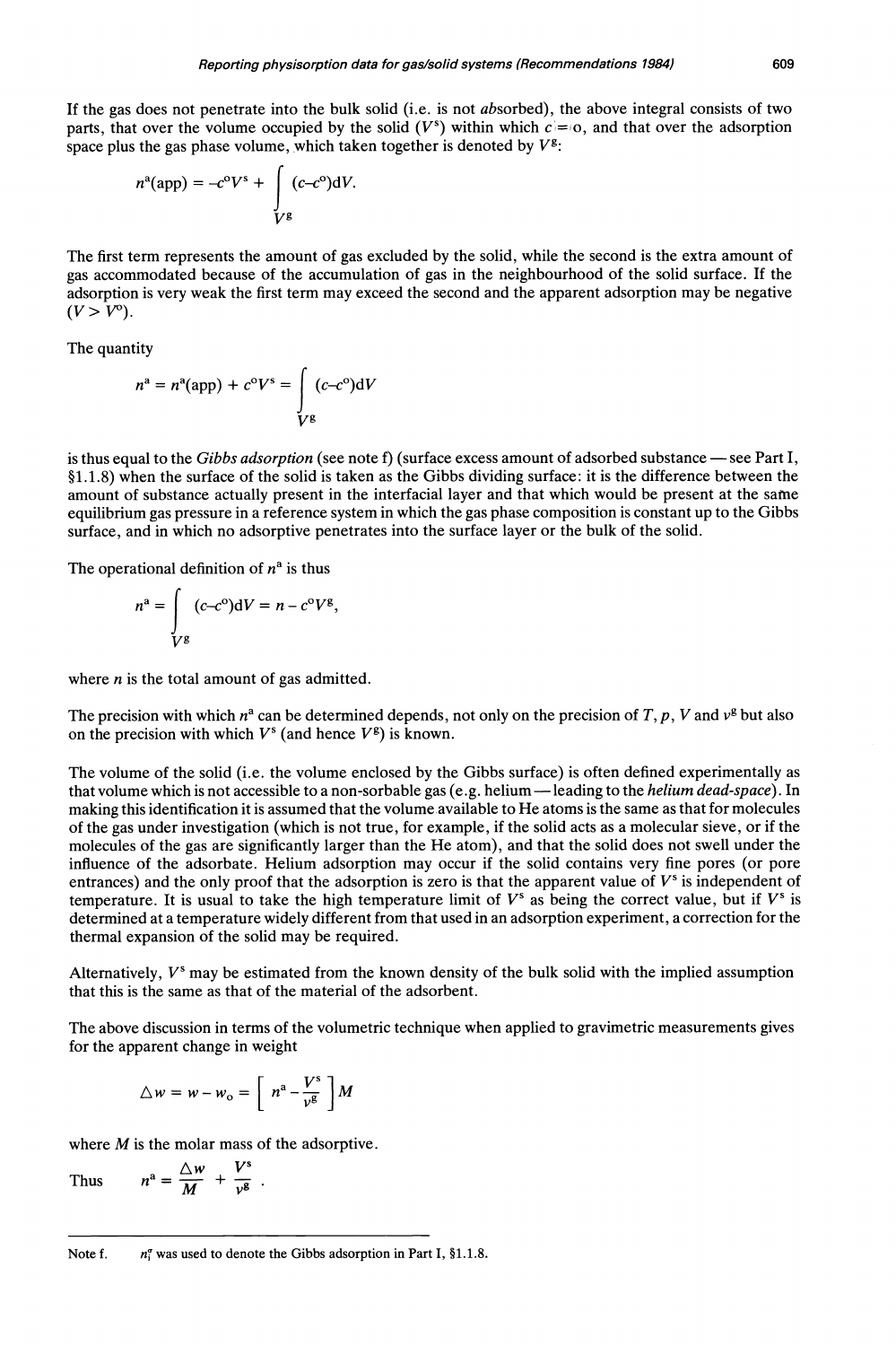If the gas does not penetrate into the bulk solid (i.e. is not *ab*sorbed), the above integral consists of two parts, that over the volume occupied by the solid ($V^s$) within which $c = 0$, and that over the adsorption space plus the gas phase volume, which taken together is denoted by $V^g$:

$$n^a(\text{app}) = -c^o V^s + \int_{V^g} (c - c^o)\mathrm{d}V.$$

The first term represents the amount of gas excluded by the solid, while the second is the extra amount of gas accommodated because of the accumulation of gas in the neighbourhood of the solid surface. If the adsorption is very weak the first term may exceed the second and the apparent adsorption may be negative ($V > V^o$).

The quantity

$$n^a = n^a(\text{app}) + c^o V^s = \int_{V^g} (c - c^o)\mathrm{d}V$$

is thus equal to the *Gibbs adsorption* (see note f) (surface excess amount of adsorbed substance — see Part I, §1.1.8) when the surface of the solid is taken as the Gibbs dividing surface: it is the difference between the amount of substance actually present in the interfacial layer and that which would be present at the same equilibrium gas pressure in a reference system in which the gas phase composition is constant up to the Gibbs surface, and in which no adsorptive penetrates into the surface layer or the bulk of the solid.

The operational definition of $n^a$ is thus

$$n^a = \int_{V^g} (c - c^o)\mathrm{d}V = n - c^o V^g,$$

where $n$ is the total amount of gas admitted.

The precision with which $n^a$ can be determined depends, not only on the precision of $T$, $p$, $V$ and $v^g$ but also on the precision with which $V^s$ (and hence $V^g$) is known.

The volume of the solid (i.e. the volume enclosed by the Gibbs surface) is often defined experimentally as that volume which is not accessible to a non-sorbable gas (e.g. helium — leading to the *helium dead-space*). In making this identification it is assumed that the volume available to He atoms is the same as that for molecules of the gas under investigation (which is not true, for example, if the solid acts as a molecular sieve, or if the molecules of the gas are significantly larger than the He atom), and that the solid does not swell under the influence of the adsorbate. Helium adsorption may occur if the solid contains very fine pores (or pore entrances) and the only proof that the adsorption is zero is that the apparent value of $V^s$ is independent of temperature. It is usual to take the high temperature limit of $V^s$ as being the correct value, but if $V^s$ is determined at a temperature widely different from that used in an adsorption experiment, a correction for the thermal expansion of the solid may be required.

Alternatively, $V^s$ may be estimated from the known density of the bulk solid with the implied assumption that this is the same as that of the material of the adsorbent.

The above discussion in terms of the volumetric technique when applied to gravimetric measurements gives for the apparent change in weight

$$\Delta w = w - w_o = \left[ n^a - \frac{V^s}{v^g} \right] M$$

where $M$ is the molar mass of the adsorptive.

Thus $$n^a = \frac{\Delta w}{M} + \frac{V^s}{v^g}.$$

---

Note f. $n_i^\sigma$ was used to denote the Gibbs adsorption in Part I, §1.1.8.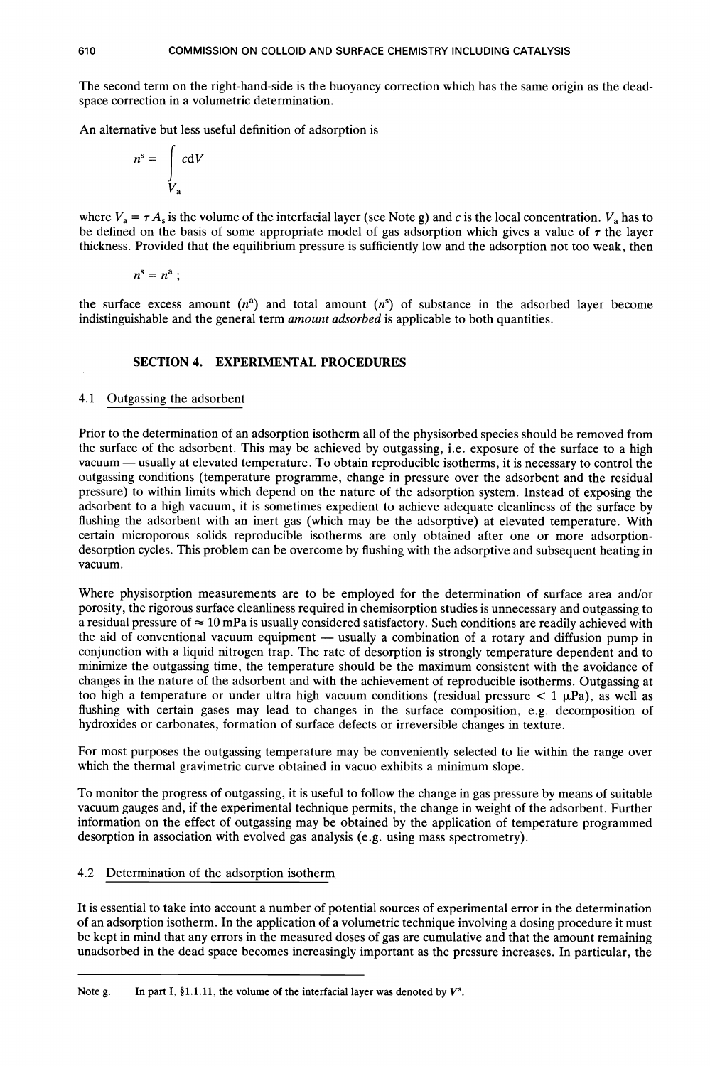The second term on the right-hand-side is the buoyancy correction which has the same origin as the dead-space correction in a volumetric determination.

An alternative but less useful definition of adsorption is

$$n^s = \int_{V_a} c \mathrm{d}V$$

where $V_a = \tau A_s$ is the volume of the interfacial layer (see Note g) and $c$ is the local concentration. $V_a$ has to be defined on the basis of some appropriate model of gas adsorption which gives a value of $\tau$ the layer thickness. Provided that the equilibrium pressure is sufficiently low and the adsorption not too weak, then

$$n^s = n^a ;$$

the surface excess amount ($n^a$) and total amount ($n^s$) of substance in the adsorbed layer become indistinguishable and the general term *amount adsorbed* is applicable to both quantities.

## SECTION 4. EXPERIMENTAL PROCEDURES

### 4.1 Outgassing the adsorbent

Prior to the determination of an adsorption isotherm all of the physisorbed species should be removed from the surface of the adsorbent. This may be achieved by outgassing, i.e. exposure of the surface to a high vacuum — usually at elevated temperature. To obtain reproducible isotherms, it is necessary to control the outgassing conditions (temperature programme, change in pressure over the adsorbent and the residual pressure) to within limits which depend on the nature of the adsorption system. Instead of exposing the adsorbent to a high vacuum, it is sometimes expedient to achieve adequate cleanliness of the surface by flushing the adsorbent with an inert gas (which may be the adsorptive) at elevated temperature. With certain microporous solids reproducible isotherms are only obtained after one or more adsorption-desorption cycles. This problem can be overcome by flushing with the adsorptive and subsequent heating in vacuum.

Where physisorption measurements are to be employed for the determination of surface area and/or porosity, the rigorous surface cleanliness required in chemisorption studies is unnecessary and outgassing to a residual pressure of $\approx$ 10 mPa is usually considered satisfactory. Such conditions are readily achieved with the aid of conventional vacuum equipment — usually a combination of a rotary and diffusion pump in conjunction with a liquid nitrogen trap. The rate of desorption is strongly temperature dependent and to minimize the outgassing time, the temperature should be the maximum consistent with the avoidance of changes in the nature of the adsorbent and with the achievement of reproducible isotherms. Outgassing at too high a temperature or under ultra high vacuum conditions (residual pressure $< 1$ µPa), as well as flushing with certain gases may lead to changes in the surface composition, e.g. decomposition of hydroxides or carbonates, formation of surface defects or irreversible changes in texture.

For most purposes the outgassing temperature may be conveniently selected to lie within the range over which the thermal gravimetric curve obtained in vacuo exhibits a minimum slope.

To monitor the progress of outgassing, it is useful to follow the change in gas pressure by means of suitable vacuum gauges and, if the experimental technique permits, the change in weight of the adsorbent. Further information on the effect of outgassing may be obtained by the application of temperature programmed desorption in association with evolved gas analysis (e.g. using mass spectrometry).

### 4.2 Determination of the adsorption isotherm

It is essential to take into account a number of potential sources of experimental error in the determination of an adsorption isotherm. In the application of a volumetric technique involving a dosing procedure it must be kept in mind that any errors in the measured doses of gas are cumulative and that the amount remaining unadsorbed in the dead space becomes increasingly important as the pressure increases. In particular, the

Note g. In part I, §1.1.11, the volume of the interfacial layer was denoted by $V^s$.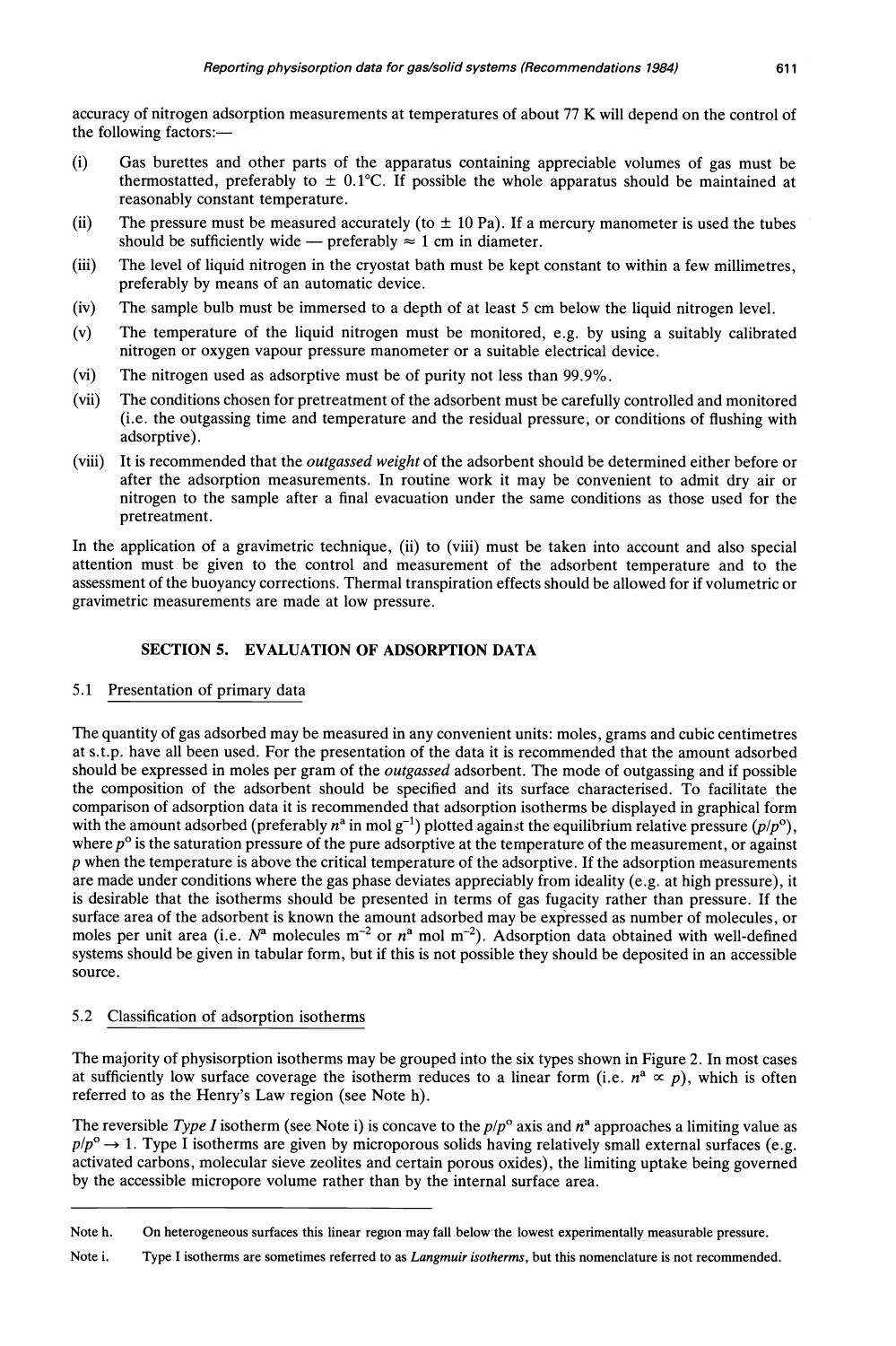accuracy of nitrogen adsorption measurements at temperatures of about 77 K will depend on the control of the following factors:—

(i) Gas burettes and other parts of the apparatus containing appreciable volumes of gas must be thermostatted, preferably to ± 0.1°C. If possible the whole apparatus should be maintained at reasonably constant temperature.

(ii) The pressure must be measured accurately (to ± 10 Pa). If a mercury manometer is used the tubes should be sufficiently wide — preferably ≈ 1 cm in diameter.

(iii) The level of liquid nitrogen in the cryostat bath must be kept constant to within a few millimetres, preferably by means of an automatic device.

(iv) The sample bulb must be immersed to a depth of at least 5 cm below the liquid nitrogen level.

(v) The temperature of the liquid nitrogen must be monitored, e.g. by using a suitably calibrated nitrogen or oxygen vapour pressure manometer or a suitable electrical device.

(vi) The nitrogen used as adsorptive must be of purity not less than 99.9%.

(vii) The conditions chosen for pretreatment of the adsorbent must be carefully controlled and monitored (i.e. the outgassing time and temperature and the residual pressure, or conditions of flushing with adsorptive).

(viii) It is recommended that the *outgassed weight* of the adsorbent should be determined either before or after the adsorption measurements. In routine work it may be convenient to admit dry air or nitrogen to the sample after a final evacuation under the same conditions as those used for the pretreatment.

In the application of a gravimetric technique, (ii) to (viii) must be taken into account and also special attention must be given to the control and measurement of the adsorbent temperature and to the assessment of the buoyancy corrections. Thermal transpiration effects should be allowed for if volumetric or gravimetric measurements are made at low pressure.

## SECTION 5. EVALUATION OF ADSORPTION DATA

### 5.1 Presentation of primary data

The quantity of gas adsorbed may be measured in any convenient units: moles, grams and cubic centimetres at s.t.p. have all been used. For the presentation of the data it is recommended that the amount adsorbed should be expressed in moles per gram of the *outgassed* adsorbent. The mode of outgassing and if possible the composition of the adsorbent should be specified and its surface characterised. To facilitate the comparison of adsorption data it is recommended that adsorption isotherms be displayed in graphical form with the amount adsorbed (preferably $n^a$ in mol $g^{-1}$) plotted against the equilibrium relative pressure ($p/p^o$), where $p^o$ is the saturation pressure of the pure adsorptive at the temperature of the measurement, or against $p$ when the temperature is above the critical temperature of the adsorptive. If the adsorption measurements are made under conditions where the gas phase deviates appreciably from ideality (e.g. at high pressure), it is desirable that the isotherms should be presented in terms of gas fugacity rather than pressure. If the surface area of the adsorbent is known the amount adsorbed may be expressed as number of molecules, or moles per unit area (i.e. $N^a$ molecules $m^{-2}$ or $n^a$ mol $m^{-2}$). Adsorption data obtained with well-defined systems should be given in tabular form, but if this is not possible they should be deposited in an accessible source.

### 5.2 Classification of adsorption isotherms

The majority of physisorption isotherms may be grouped into the six types shown in Figure 2. In most cases at sufficiently low surface coverage the isotherm reduces to a linear form (i.e. $n^a \propto p$), which is often referred to as the Henry's Law region (see Note h).

The reversible *Type I* isotherm (see Note i) is concave to the $p/p^o$ axis and $n^a$ approaches a limiting value as $p/p^o \rightarrow 1$. Type I isotherms are given by microporous solids having relatively small external surfaces (e.g. activated carbons, molecular sieve zeolites and certain porous oxides), the limiting uptake being governed by the accessible micropore volume rather than by the internal surface area.

---

Note h. On heterogeneous surfaces this linear region may fall below the lowest experimentally measurable pressure.

Note i. Type I isotherms are sometimes referred to as *Langmuir isotherms*, but this nomenclature is not recommended.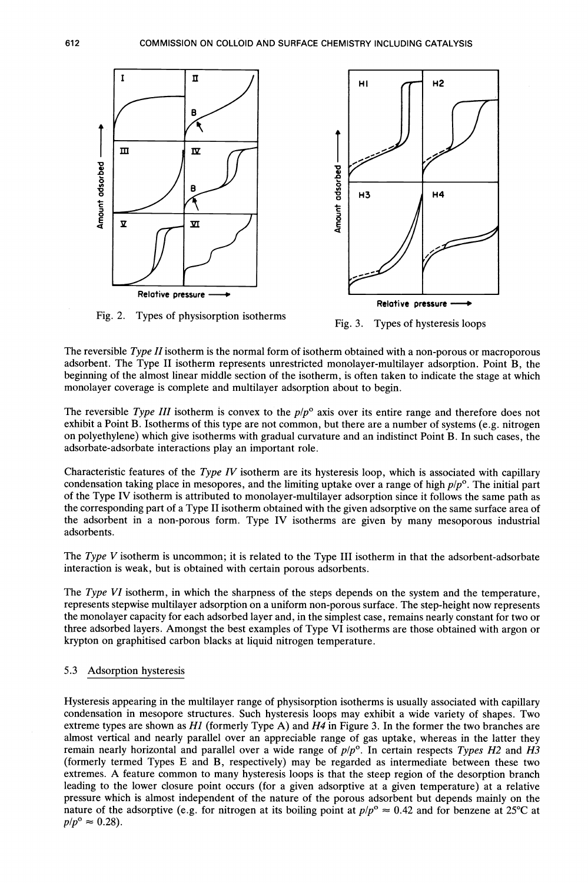I

II

B

III

IV

B

V

VI

Amount adsorbed

Relative pressure

Fig. 2. Types of physisorption isotherms

H1

H2

H3

H4

Amount adsorbed

Relative pressure

Fig. 3. Types of hysteresis loops

The reversible *Type II* isotherm is the normal form of isotherm obtained with a non-porous or macroporous adsorbent. The Type II isotherm represents unrestricted monolayer-multilayer adsorption. Point B, the beginning of the almost linear middle section of the isotherm, is often taken to indicate the stage at which monolayer coverage is complete and multilayer adsorption about to begin.

The reversible *Type III* isotherm is convex to the $p/p^o$ axis over its entire range and therefore does not exhibit a Point B. Isotherms of this type are not common, but there are a number of systems (e.g. nitrogen on polyethylene) which give isotherms with gradual curvature and an indistinct Point B. In such cases, the adsorbate-adsorbate interactions play an important role.

Characteristic features of the *Type IV* isotherm are its hysteresis loop, which is associated with capillary condensation taking place in mesopores, and the limiting uptake over a range of high $p/p^o$. The initial part of the Type IV isotherm is attributed to monolayer-multilayer adsorption since it follows the same path as the corresponding part of a Type II isotherm obtained with the given adsorptive on the same surface area of the adsorbent in a non-porous form. Type IV isotherms are given by many mesoporous industrial adsorbents.

The *Type V* isotherm is uncommon; it is related to the Type III isotherm in that the adsorbent-adsorbate interaction is weak, but is obtained with certain porous adsorbents.

The *Type VI* isotherm, in which the sharpness of the steps depends on the system and the temperature, represents stepwise multilayer adsorption on a uniform non-porous surface. The step-height now represents the monolayer capacity for each adsorbed layer and, in the simplest case, remains nearly constant for two or three adsorbed layers. Amongst the best examples of Type VI isotherms are those obtained with argon or krypton on graphitised carbon blacks at liquid nitrogen temperature.

## 5.3 Adsorption hysteresis

Hysteresis appearing in the multilayer range of physisorption isotherms is usually associated with capillary condensation in mesopore structures. Such hysteresis loops may exhibit a wide variety of shapes. Two extreme types are shown as *H1* (formerly Type A) and *H4* in Figure 3. In the former the two branches are almost vertical and nearly parallel over an appreciable range of gas uptake, whereas in the latter they remain nearly horizontal and parallel over a wide range of $p/p^o$. In certain respects *Types H2* and *H3* (formerly termed Types E and B, respectively) may be regarded as intermediate between these two extremes. A feature common to many hysteresis loops is that the steep region of the desorption branch leading to the lower closure point occurs (for a given adsorptive at a given temperature) at a relative pressure which is almost independent of the nature of the porous adsorbent but depends mainly on the nature of the adsorptive (e.g. for nitrogen at its boiling point at $p/p^o \approx 0.42$ and for benzene at 25°C at $p/p^o \approx 0.28$).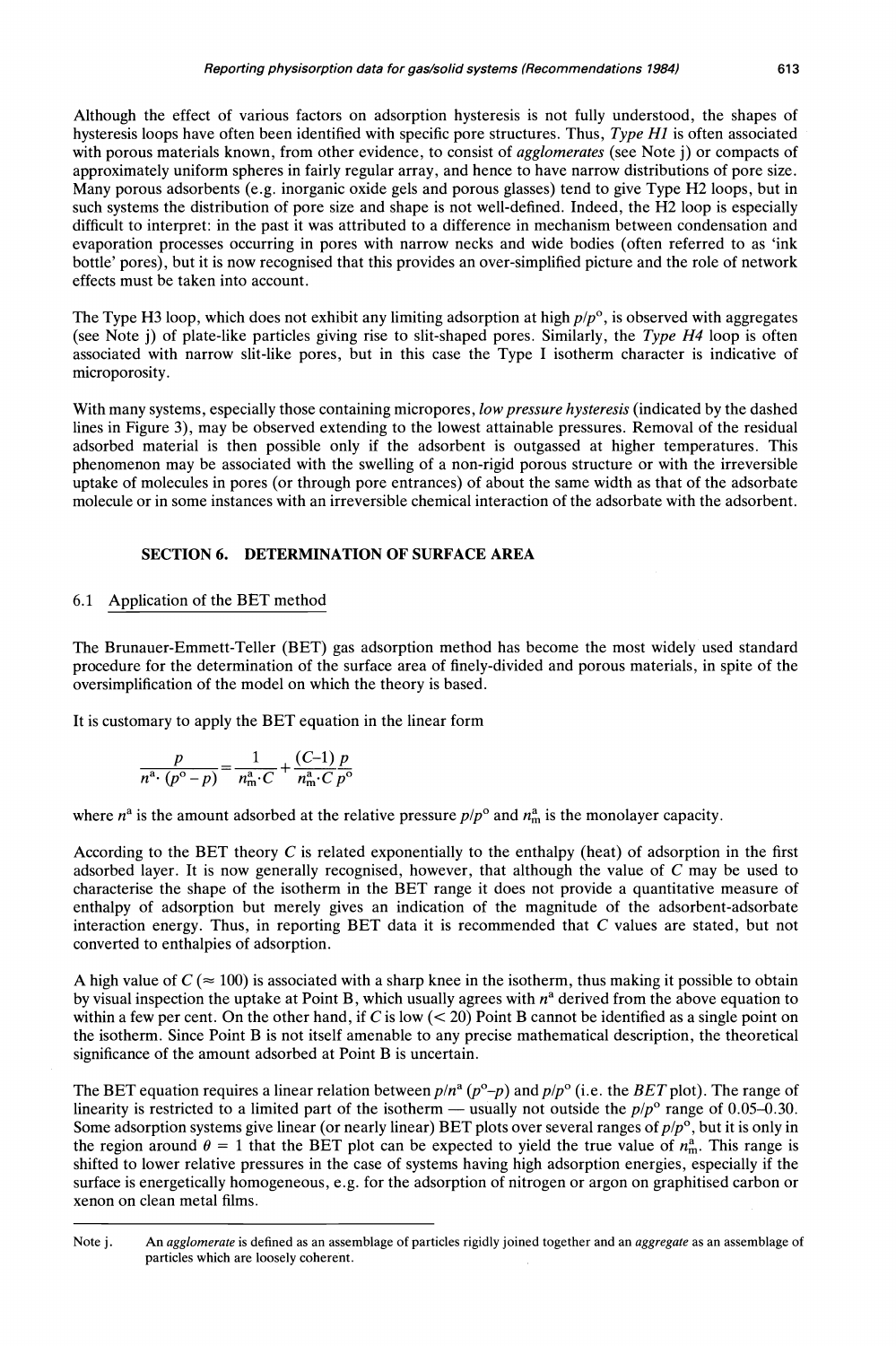Although the effect of various factors on adsorption hysteresis is not fully understood, the shapes of hysteresis loops have often been identified with specific pore structures. Thus, *Type H1* is often associated with porous materials known, from other evidence, to consist of *agglomerates* (see Note j) or compacts of approximately uniform spheres in fairly regular array, and hence to have narrow distributions of pore size. Many porous adsorbents (e.g. inorganic oxide gels and porous glasses) tend to give Type H2 loops, but in such systems the distribution of pore size and shape is not well-defined. Indeed, the H2 loop is especially difficult to interpret: in the past it was attributed to a difference in mechanism between condensation and evaporation processes occurring in pores with narrow necks and wide bodies (often referred to as 'ink bottle' pores), but it is now recognised that this provides an over-simplified picture and the role of network effects must be taken into account.

The Type H3 loop, which does not exhibit any limiting adsorption at high $p/p^o$, is observed with aggregates (see Note j) of plate-like particles giving rise to slit-shaped pores. Similarly, the *Type H4* loop is often associated with narrow slit-like pores, but in this case the Type I isotherm character is indicative of microporosity.

With many systems, especially those containing micropores, *low pressure hysteresis* (indicated by the dashed lines in Figure 3), may be observed extending to the lowest attainable pressures. Removal of the residual adsorbed material is then possible only if the adsorbent is outgassed at higher temperatures. This phenomenon may be associated with the swelling of a non-rigid porous structure or with the irreversible uptake of molecules in pores (or through pore entrances) of about the same width as that of the adsorbate molecule or in some instances with an irreversible chemical interaction of the adsorbate with the adsorbent.

## SECTION 6. DETERMINATION OF SURFACE AREA

### 6.1 Application of the BET method

The Brunauer-Emmett-Teller (BET) gas adsorption method has become the most widely used standard procedure for the determination of the surface area of finely-divided and porous materials, in spite of the oversimplification of the model on which the theory is based.

It is customary to apply the BET equation in the linear form

$$\frac{p}{n^a \cdot (p^o - p)} = \frac{1}{n^a_m \cdot C} + \frac{(C-1)}{n^a_m \cdot C} \frac{p}{p^o}$$

where $n^a$ is the amount adsorbed at the relative pressure $p/p^o$ and $n^a_m$ is the monolayer capacity.

According to the BET theory $C$ is related exponentially to the enthalpy (heat) of adsorption in the first adsorbed layer. It is now generally recognised, however, that although the value of $C$ may be used to characterise the shape of the isotherm in the BET range it does not provide a quantitative measure of enthalpy of adsorption but merely gives an indication of the magnitude of the adsorbent-adsorbate interaction energy. Thus, in reporting BET data it is recommended that $C$ values are stated, but not converted to enthalpies of adsorption.

A high value of $C$ ($\approx 100$) is associated with a sharp knee in the isotherm, thus making it possible to obtain by visual inspection the uptake at Point B, which usually agrees with $n^a$ derived from the above equation to within a few per cent. On the other hand, if $C$ is low ($< 20$) Point B cannot be identified as a single point on the isotherm. Since Point B is not itself amenable to any precise mathematical description, the theoretical significance of the amount adsorbed at Point B is uncertain.

The BET equation requires a linear relation between $p/n^a (p^o - p)$ and $p/p^o$ (i.e. the *BET* plot). The range of linearity is restricted to a limited part of the isotherm — usually not outside the $p/p^o$ range of 0.05–0.30. Some adsorption systems give linear (or nearly linear) BET plots over several ranges of $p/p^o$, but it is only in the region around $\theta = 1$ that the BET plot can be expected to yield the true value of $n^a_m$. This range is shifted to lower relative pressures in the case of systems having high adsorption energies, especially if the surface is energetically homogeneous, e.g. for the adsorption of nitrogen or argon on graphitised carbon or xenon on clean metal films.

---

Note j. An *agglomerate* is defined as an assemblage of particles rigidly joined together and an *aggregate* as an assemblage of particles which are loosely coherent.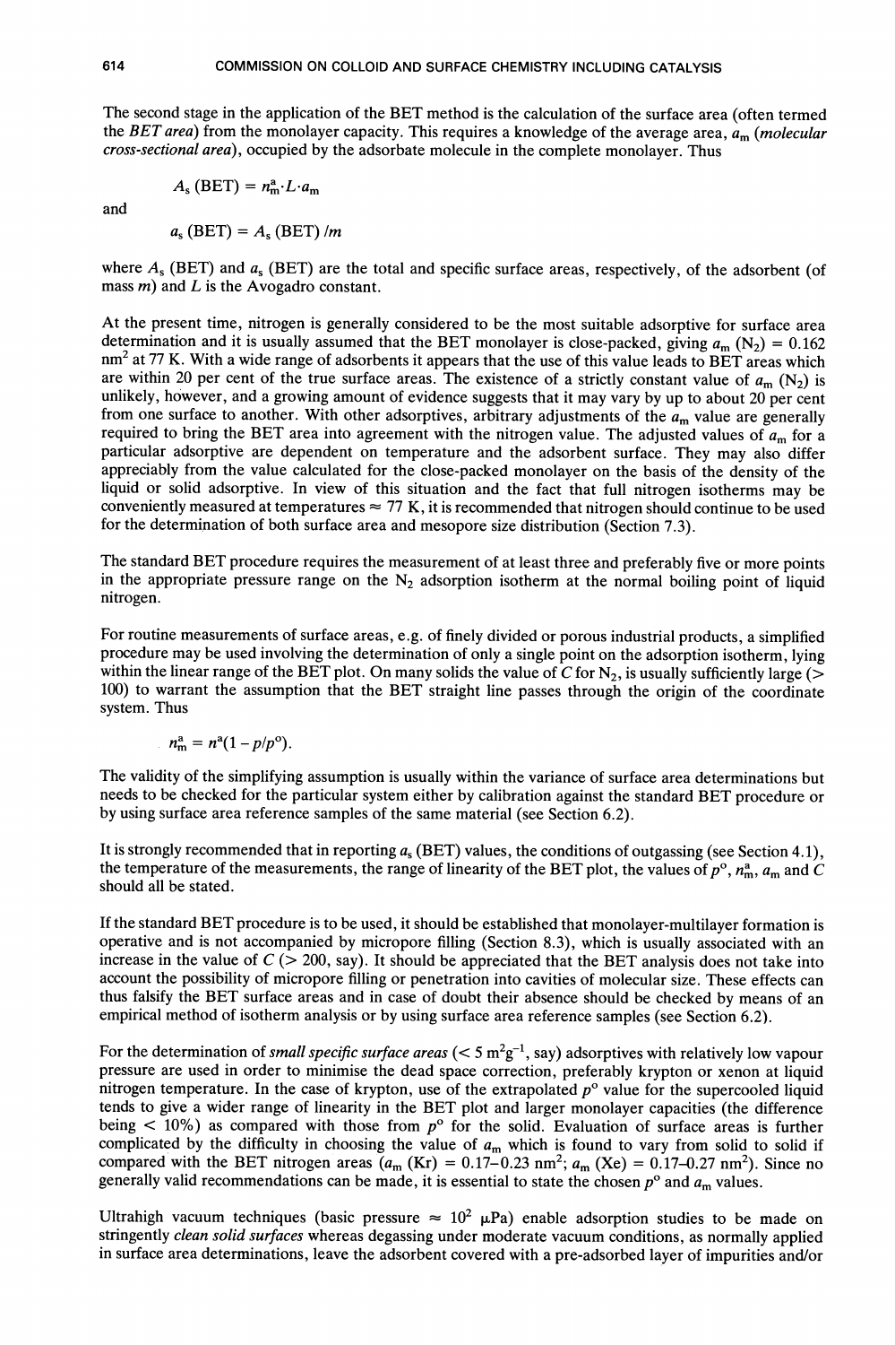The second stage in the application of the BET method is the calculation of the surface area (often termed the *BET area*) from the monolayer capacity. This requires a knowledge of the average area, $a_m$ (*molecular cross-sectional area*), occupied by the adsorbate molecule in the complete monolayer. Thus

$$A_s\,(\text{BET}) = n_m^a \cdot L \cdot a_m$$

and

$$a_s\,(\text{BET}) = A_s\,(\text{BET})\,/m$$

where $A_s$ (BET) and $a_s$ (BET) are the total and specific surface areas, respectively, of the adsorbent (of mass $m$) and $L$ is the Avogadro constant.

At the present time, nitrogen is generally considered to be the most suitable adsorptive for surface area determination and it is usually assumed that the BET monolayer is close-packed, giving $a_m$ ($N_2$) = 0.162 nm$^2$ at 77 K. With a wide range of adsorbents it appears that the use of this value leads to BET areas which are within 20 per cent of the true surface areas. The existence of a strictly constant value of $a_m$ ($N_2$) is unlikely, however, and a growing amount of evidence suggests that it may vary by up to about 20 per cent from one surface to another. With other adsorptives, arbitrary adjustments of the $a_m$ value are generally required to bring the BET area into agreement with the nitrogen value. The adjusted values of $a_m$ for a particular adsorptive are dependent on temperature and the adsorbent surface. They may also differ appreciably from the value calculated for the close-packed monolayer on the basis of the density of the liquid or solid adsorptive. In view of this situation and the fact that full nitrogen isotherms may be conveniently measured at temperatures ≈ 77 K, it is recommended that nitrogen should continue to be used for the determination of both surface area and mesopore size distribution (Section 7.3).

The standard BET procedure requires the measurement of at least three and preferably five or more points in the appropriate pressure range on the $N_2$ adsorption isotherm at the normal boiling point of liquid nitrogen.

For routine measurements of surface areas, e.g. of finely divided or porous industrial products, a simplified procedure may be used involving the determination of only a single point on the adsorption isotherm, lying within the linear range of the BET plot. On many solids the value of $C$ for $N_2$, is usually sufficiently large (> 100) to warrant the assumption that the BET straight line passes through the origin of the coordinate system. Thus

$$n_m^a = n^a(1 - p/p^o).$$

The validity of the simplifying assumption is usually within the variance of surface area determinations but needs to be checked for the particular system either by calibration against the standard BET procedure or by using surface area reference samples of the same material (see Section 6.2).

It is strongly recommended that in reporting $a_s$ (BET) values, the conditions of outgassing (see Section 4.1), the temperature of the measurements, the range of linearity of the BET plot, the values of $p^o$, $n_m^a$, $a_m$ and $C$ should all be stated.

If the standard BET procedure is to be used, it should be established that monolayer-multilayer formation is operative and is not accompanied by micropore filling (Section 8.3), which is usually associated with an increase in the value of $C$ (> 200, say). It should be appreciated that the BET analysis does not take into account the possibility of micropore filling or penetration into cavities of molecular size. These effects can thus falsify the BET surface areas and in case of doubt their absence should be checked by means of an empirical method of isotherm analysis or by using surface area reference samples (see Section 6.2).

For the determination of *small specific surface areas* (< 5 m$^2$g$^{-1}$, say) adsorptives with relatively low vapour pressure are used in order to minimise the dead space correction, preferably krypton or xenon at liquid nitrogen temperature. In the case of krypton, use of the extrapolated $p^o$ value for the supercooled liquid tends to give a wider range of linearity in the BET plot and larger monolayer capacities (the difference being < 10%) as compared with those from $p^o$ for the solid. Evaluation of surface areas is further complicated by the difficulty in choosing the value of $a_m$ which is found to vary from solid to solid if compared with the BET nitrogen areas ($a_m$ (Kr) = 0.17–0.23 nm$^2$; $a_m$ (Xe) = 0.17–0.27 nm$^2$). Since no generally valid recommendations can be made, it is essential to state the chosen $p^o$ and $a_m$ values.

Ultrahigh vacuum techniques (basic pressure ≈ 10$^2$ μPa) enable adsorption studies to be made on stringently *clean solid surfaces* whereas degassing under moderate vacuum conditions, as normally applied in surface area determinations, leave the adsorbent covered with a pre-adsorbed layer of impurities and/or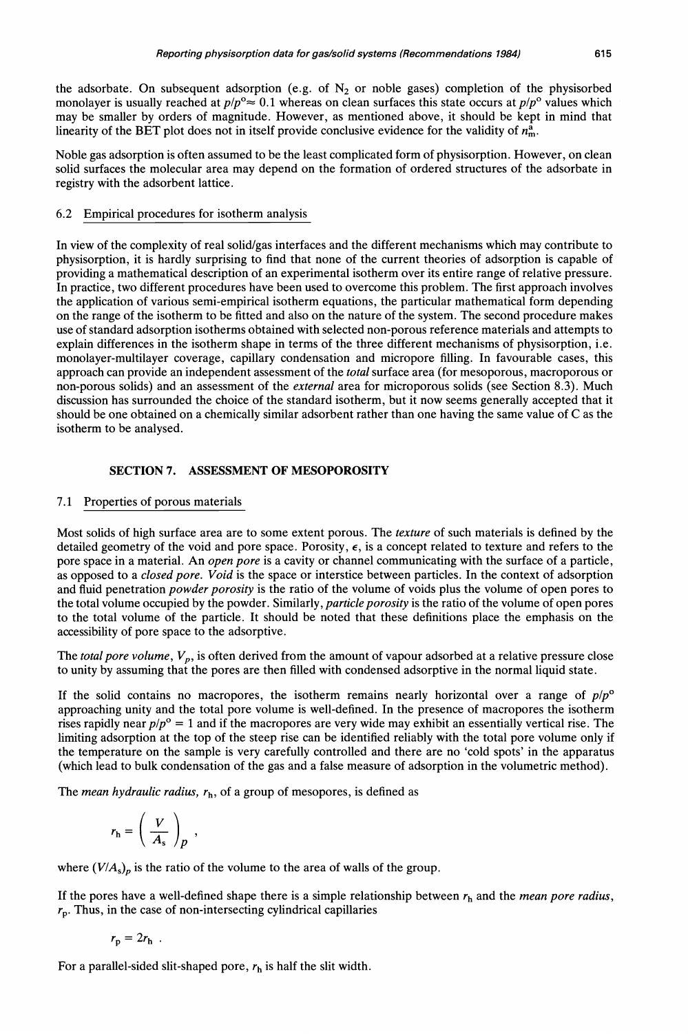the adsorbate. On subsequent adsorption (e.g. of $N_2$ or noble gases) completion of the physisorbed monolayer is usually reached at $p/p^o \approx 0.1$ whereas on clean surfaces this state occurs at $p/p^o$ values which may be smaller by orders of magnitude. However, as mentioned above, it should be kept in mind that linearity of the BET plot does not in itself provide conclusive evidence for the validity of $n_m^a$.

Noble gas adsorption is often assumed to be the least complicated form of physisorption. However, on clean solid surfaces the molecular area may depend on the formation of ordered structures of the adsorbate in registry with the adsorbent lattice.

### 6.2 Empirical procedures for isotherm analysis

In view of the complexity of real solid/gas interfaces and the different mechanisms which may contribute to physisorption, it is hardly surprising to find that none of the current theories of adsorption is capable of providing a mathematical description of an experimental isotherm over its entire range of relative pressure. In practice, two different procedures have been used to overcome this problem. The first approach involves the application of various semi-empirical isotherm equations, the particular mathematical form depending on the range of the isotherm to be fitted and also on the nature of the system. The second procedure makes use of standard adsorption isotherms obtained with selected non-porous reference materials and attempts to explain differences in the isotherm shape in terms of the three different mechanisms of physisorption, i.e. monolayer-multilayer coverage, capillary condensation and micropore filling. In favourable cases, this approach can provide an independent assessment of the *total* surface area (for mesoporous, macroporous or non-porous solids) and an assessment of the *external* area for microporous solids (see Section 8.3). Much discussion has surrounded the choice of the standard isotherm, but it now seems generally accepted that it should be one obtained on a chemically similar adsorbent rather than one having the same value of C as the isotherm to be analysed.

## SECTION 7. ASSESSMENT OF MESOPOROSITY

### 7.1 Properties of porous materials

Most solids of high surface area are to some extent porous. The *texture* of such materials is defined by the detailed geometry of the void and pore space. Porosity, $\epsilon$, is a concept related to texture and refers to the pore space in a material. An *open pore* is a cavity or channel communicating with the surface of a particle, as opposed to a *closed pore*. *Void* is the space or interstice between particles. In the context of adsorption and fluid penetration *powder porosity* is the ratio of the volume of voids plus the volume of open pores to the total volume occupied by the powder. Similarly, *particle porosity* is the ratio of the volume of open pores to the total volume of the particle. It should be noted that these definitions place the emphasis on the accessibility of pore space to the adsorptive.

The *total pore volume*, $V_p$, is often derived from the amount of vapour adsorbed at a relative pressure close to unity by assuming that the pores are then filled with condensed adsorptive in the normal liquid state.

If the solid contains no macropores, the isotherm remains nearly horizontal over a range of $p/p^o$ approaching unity and the total pore volume is well-defined. In the presence of macropores the isotherm rises rapidly near $p/p^o = 1$ and if the macropores are very wide may exhibit an essentially vertical rise. The limiting adsorption at the top of the steep rise can be identified reliably with the total pore volume only if the temperature on the sample is very carefully controlled and there are no 'cold spots' in the apparatus (which lead to bulk condensation of the gas and a false measure of adsorption in the volumetric method).

The *mean hydraulic radius*, $r_h$, of a group of mesopores, is defined as

$$r_h = \left(\frac{V}{A_s}\right)_p ,$$

where $(V/A_s)_p$ is the ratio of the volume to the area of walls of the group.

If the pores have a well-defined shape there is a simple relationship between $r_h$ and the *mean pore radius*, $r_p$. Thus, in the case of non-intersecting cylindrical capillaries

$$r_p = 2r_h .$$

For a parallel-sided slit-shaped pore, $r_h$ is half the slit width.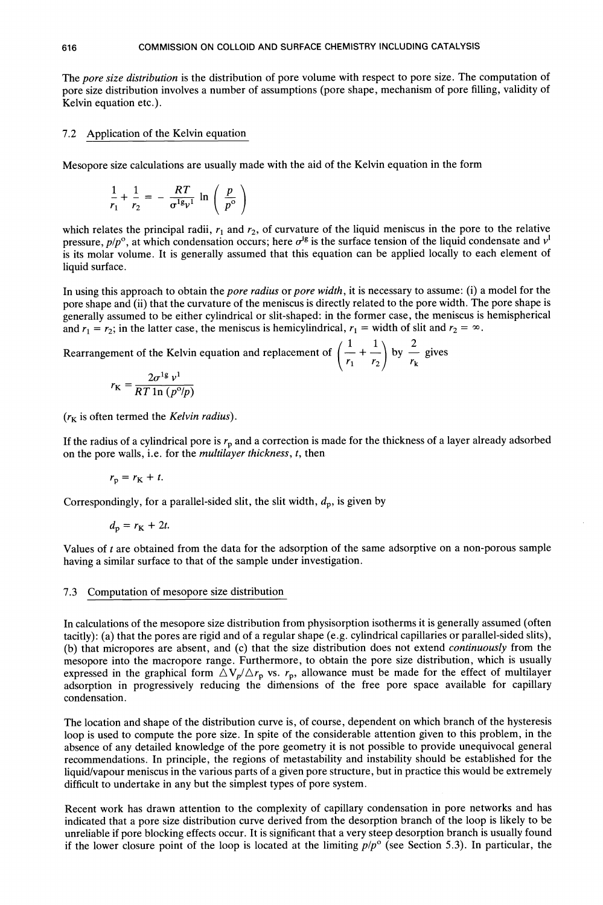The *pore size distribution* is the distribution of pore volume with respect to pore size. The computation of pore size distribution involves a number of assumptions (pore shape, mechanism of pore filling, validity of Kelvin equation etc.).

## 7.2 Application of the Kelvin equation

Mesopore size calculations are usually made with the aid of the Kelvin equation in the form

$$\frac{1}{r_1} + \frac{1}{r_2} = -\frac{RT}{\sigma^{lg} v^l} \ln\left(\frac{p}{p^o}\right)$$

which relates the principal radii, $r_1$ and $r_2$, of curvature of the liquid meniscus in the pore to the relative pressure, $p/p^o$, at which condensation occurs; here $\sigma^{lg}$ is the surface tension of the liquid condensate and $v^l$ is its molar volume. It is generally assumed that this equation can be applied locally to each element of liquid surface.

In using this approach to obtain the *pore radius* or *pore width*, it is necessary to assume: (i) a model for the pore shape and (ii) that the curvature of the meniscus is directly related to the pore width. The pore shape is generally assumed to be either cylindrical or slit-shaped: in the former case, the meniscus is hemispherical and $r_1 = r_2$; in the latter case, the meniscus is hemicylindrical, $r_1$ = width of slit and $r_2 = \infty$.

Rearrangement of the Kelvin equation and replacement of $\left(\frac{1}{r_1} + \frac{1}{r_2}\right)$ by $\frac{2}{r_K}$ gives

$$r_K = \frac{2\sigma^{lg} v^l}{RT \ln(p^o/p)}$$

($r_K$ is often termed the *Kelvin radius*).

If the radius of a cylindrical pore is $r_p$ and a correction is made for the thickness of a layer already adsorbed on the pore walls, i.e. for the *multilayer thickness*, $t$, then

$$r_p = r_K + t.$$

Correspondingly, for a parallel-sided slit, the slit width, $d_p$, is given by

$$d_p = r_K + 2t.$$

Values of $t$ are obtained from the data for the adsorption of the same adsorptive on a non-porous sample having a similar surface to that of the sample under investigation.

## 7.3 Computation of mesopore size distribution

In calculations of the mesopore size distribution from physisorption isotherms it is generally assumed (often tacitly): (a) that the pores are rigid and of a regular shape (e.g. cylindrical capillaries or parallel-sided slits), (b) that micropores are absent, and (c) that the size distribution does not extend *continuously* from the mesopore into the macropore range. Furthermore, to obtain the pore size distribution, which is usually expressed in the graphical form $\Delta V_p/\Delta r_p$ vs. $r_p$, allowance must be made for the effect of multilayer adsorption in progressively reducing the dimensions of the free pore space available for capillary condensation.

The location and shape of the distribution curve is, of course, dependent on which branch of the hysteresis loop is used to compute the pore size. In spite of the considerable attention given to this problem, in the absence of any detailed knowledge of the pore geometry it is not possible to provide unequivocal general recommendations. In principle, the regions of metastability and instability should be established for the liquid/vapour meniscus in the various parts of a given pore structure, but in practice this would be extremely difficult to undertake in any but the simplest types of pore system.

Recent work has drawn attention to the complexity of capillary condensation in pore networks and has indicated that a pore size distribution curve derived from the desorption branch of the loop is likely to be unreliable if pore blocking effects occur. It is significant that a very steep desorption branch is usually found if the lower closure point of the loop is located at the limiting $p/p^o$ (see Section 5.3). In particular, the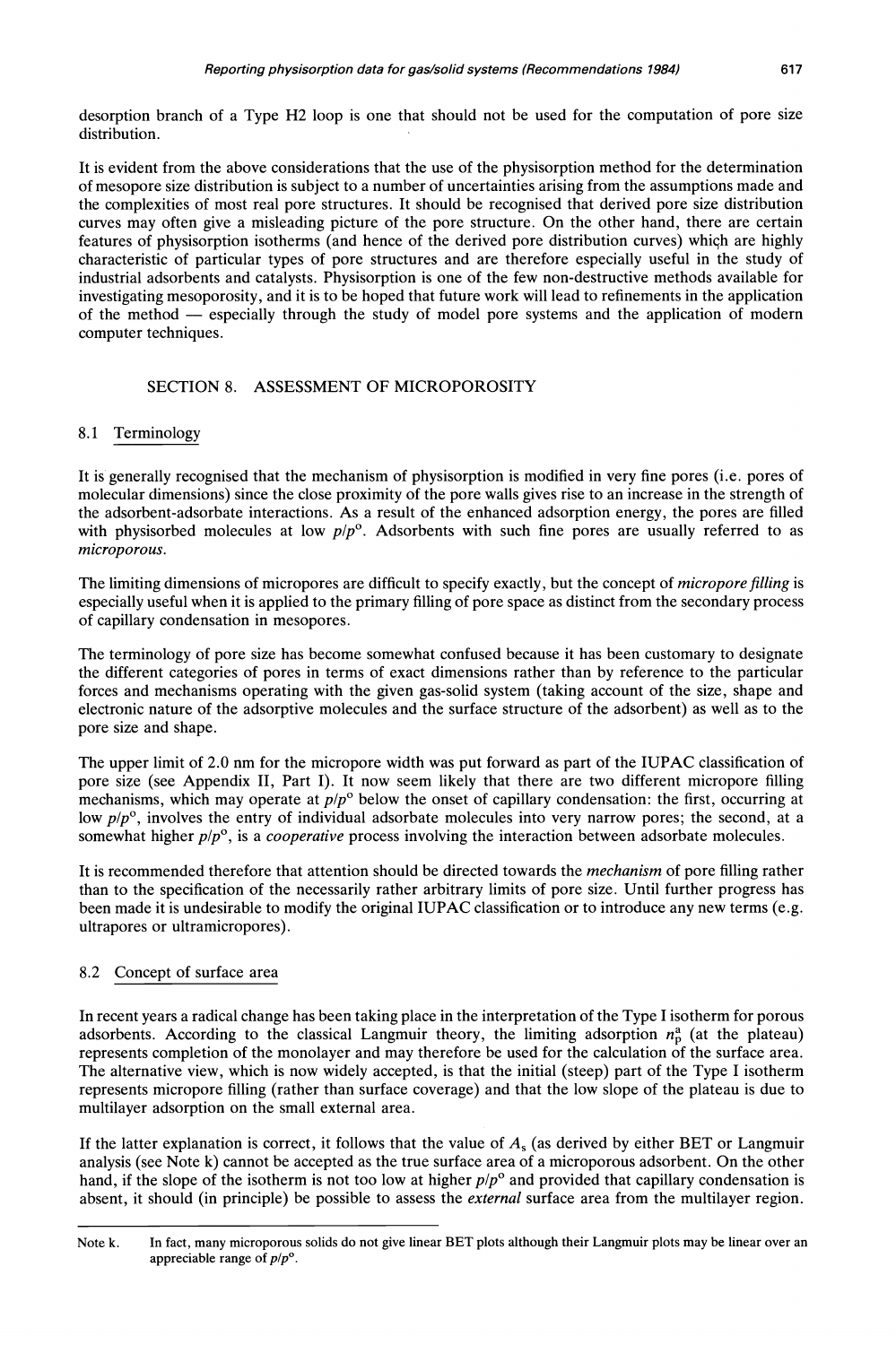desorption branch of a Type H2 loop is one that should not be used for the computation of pore size distribution.

It is evident from the above considerations that the use of the physisorption method for the determination of mesopore size distribution is subject to a number of uncertainties arising from the assumptions made and the complexities of most real pore structures. It should be recognised that derived pore size distribution curves may often give a misleading picture of the pore structure. On the other hand, there are certain features of physisorption isotherms (and hence of the derived pore distribution curves) which are highly characteristic of particular types of pore structures and are therefore especially useful in the study of industrial adsorbents and catalysts. Physisorption is one of the few non-destructive methods available for investigating mesoporosity, and it is to be hoped that future work will lead to refinements in the application of the method — especially through the study of model pore systems and the application of modern computer techniques.

## SECTION 8. ASSESSMENT OF MICROPOROSITY

### 8.1 Terminology

It is generally recognised that the mechanism of physisorption is modified in very fine pores (i.e. pores of molecular dimensions) since the close proximity of the pore walls gives rise to an increase in the strength of the adsorbent-adsorbate interactions. As a result of the enhanced adsorption energy, the pores are filled with physisorbed molecules at low $p/p^{\circ}$. Adsorbents with such fine pores are usually referred to as *microporous*.

The limiting dimensions of micropores are difficult to specify exactly, but the concept of *micropore filling* is especially useful when it is applied to the primary filling of pore space as distinct from the secondary process of capillary condensation in mesopores.

The terminology of pore size has become somewhat confused because it has been customary to designate the different categories of pores in terms of exact dimensions rather than by reference to the particular forces and mechanisms operating with the given gas-solid system (taking account of the size, shape and electronic nature of the adsorptive molecules and the surface structure of the adsorbent) as well as to the pore size and shape.

The upper limit of 2.0 nm for the micropore width was put forward as part of the IUPAC classification of pore size (see Appendix II, Part I). It now seem likely that there are two different micropore filling mechanisms, which may operate at $p/p^{\circ}$ below the onset of capillary condensation: the first, occurring at low $p/p^{\circ}$, involves the entry of individual adsorbate molecules into very narrow pores; the second, at a somewhat higher $p/p^{\circ}$, is a *cooperative* process involving the interaction between adsorbate molecules.

It is recommended therefore that attention should be directed towards the *mechanism* of pore filling rather than to the specification of the necessarily rather arbitrary limits of pore size. Until further progress has been made it is undesirable to modify the original IUPAC classification or to introduce any new terms (e.g. ultrapores or ultramicropores).

### 8.2 Concept of surface area

In recent years a radical change has been taking place in the interpretation of the Type I isotherm for porous adsorbents. According to the classical Langmuir theory, the limiting adsorption $n_p^a$ (at the plateau) represents completion of the monolayer and may therefore be used for the calculation of the surface area. The alternative view, which is now widely accepted, is that the initial (steep) part of the Type I isotherm represents micropore filling (rather than surface coverage) and that the low slope of the plateau is due to multilayer adsorption on the small external area.

If the latter explanation is correct, it follows that the value of $A_s$ (as derived by either BET or Langmuir analysis (see Note k) cannot be accepted as the true surface area of a microporous adsorbent. On the other hand, if the slope of the isotherm is not too low at higher $p/p^{\circ}$ and provided that capillary condensation is absent, it should (in principle) be possible to assess the *external* surface area from the multilayer region.

Note k. In fact, many microporous solids do not give linear BET plots although their Langmuir plots may be linear over an appreciable range of $p/p^{\circ}$.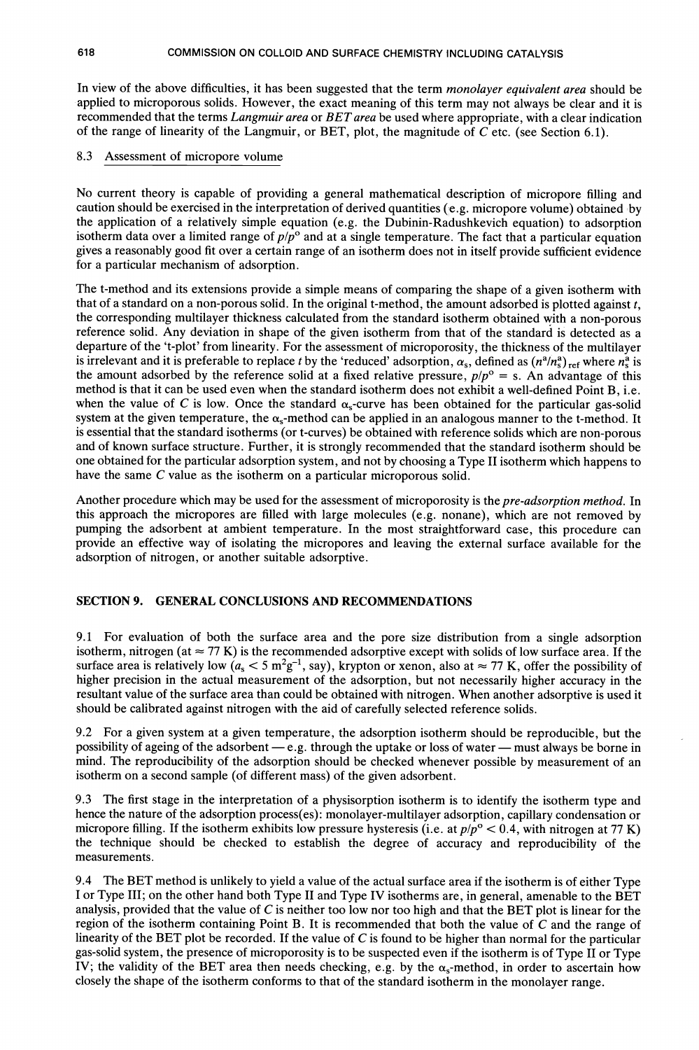In view of the above difficulties, it has been suggested that the term *monolayer equivalent area* should be applied to microporous solids. However, the exact meaning of this term may not always be clear and it is recommended that the terms *Langmuir area* or *BET area* be used where appropriate, with a clear indication of the range of linearity of the Langmuir, or BET, plot, the magnitude of $C$ etc. (see Section 6.1).

### 8.3 Assessment of micropore volume

No current theory is capable of providing a general mathematical description of micropore filling and caution should be exercised in the interpretation of derived quantities (e.g. micropore volume) obtained by the application of a relatively simple equation (e.g. the Dubinin-Radushkevich equation) to adsorption isotherm data over a limited range of $p/p^o$ and at a single temperature. The fact that a particular equation gives a reasonably good fit over a certain range of an isotherm does not in itself provide sufficient evidence for a particular mechanism of adsorption.

The t-method and its extensions provide a simple means of comparing the shape of a given isotherm with that of a standard on a non-porous solid. In the original t-method, the amount adsorbed is plotted against $t$, the corresponding multilayer thickness calculated from the standard isotherm obtained with a non-porous reference solid. Any deviation in shape of the given isotherm from that of the standard is detected as a departure of the 't-plot' from linearity. For the assessment of microporosity, the thickness of the multilayer is irrelevant and it is preferable to replace $t$ by the 'reduced' adsorption, $\alpha_s$, defined as $(n^a/n^a_s)_{ref}$ where $n^a_s$ is the amount adsorbed by the reference solid at a fixed relative pressure, $p/p^o = s$. An advantage of this method is that it can be used even when the standard isotherm does not exhibit a well-defined Point B, i.e. when the value of $C$ is low. Once the standard $\alpha_s$-curve has been obtained for the particular gas-solid system at the given temperature, the $\alpha_s$-method can be applied in an analogous manner to the t-method. It is essential that the standard isotherms (or t-curves) be obtained with reference solids which are non-porous and of known surface structure. Further, it is strongly recommended that the standard isotherm should be one obtained for the particular adsorption system, and not by choosing a Type II isotherm which happens to have the same $C$ value as the isotherm on a particular microporous solid.

Another procedure which may be used for the assessment of microporosity is the *pre-adsorption method*. In this approach the micropores are filled with large molecules (e.g. nonane), which are not removed by pumping the adsorbent at ambient temperature. In the most straightforward case, this procedure can provide an effective way of isolating the micropores and leaving the external surface available for the adsorption of nitrogen, or another suitable adsorptive.

## SECTION 9. GENERAL CONCLUSIONS AND RECOMMENDATIONS

9.1 For evaluation of both the surface area and the pore size distribution from a single adsorption isotherm, nitrogen (at $\approx$ 77 K) is the recommended adsorptive except with solids of low surface area. If the surface area is relatively low ($a_s < 5\ m^2g^{-1}$, say), krypton or xenon, also at $\approx$ 77 K, offer the possibility of higher precision in the actual measurement of the adsorption, but not necessarily higher accuracy in the resultant value of the surface area than could be obtained with nitrogen. When another adsorptive is used it should be calibrated against nitrogen with the aid of carefully selected reference solids.

9.2 For a given system at a given temperature, the adsorption isotherm should be reproducible, but the possibility of ageing of the adsorbent — e.g. through the uptake or loss of water — must always be borne in mind. The reproducibility of the adsorption should be checked whenever possible by measurement of an isotherm on a second sample (of different mass) of the given adsorbent.

9.3 The first stage in the interpretation of a physisorption isotherm is to identify the isotherm type and hence the nature of the adsorption process(es): monolayer-multilayer adsorption, capillary condensation or micropore filling. If the isotherm exhibits low pressure hysteresis (i.e. at $p/p^o < 0.4$, with nitrogen at 77 K) the technique should be checked to establish the degree of accuracy and reproducibility of the measurements.

9.4 The BET method is unlikely to yield a value of the actual surface area if the isotherm is of either Type I or Type III; on the other hand both Type II and Type IV isotherms are, in general, amenable to the BET analysis, provided that the value of $C$ is neither too low nor too high and that the BET plot is linear for the region of the isotherm containing Point B. It is recommended that both the value of $C$ and the range of linearity of the BET plot be recorded. If the value of $C$ is found to be higher than normal for the particular gas-solid system, the presence of microporosity is to be suspected even if the isotherm is of Type II or Type IV; the validity of the BET area then needs checking, e.g. by the $\alpha_s$-method, in order to ascertain how closely the shape of the isotherm conforms to that of the standard isotherm in the monolayer range.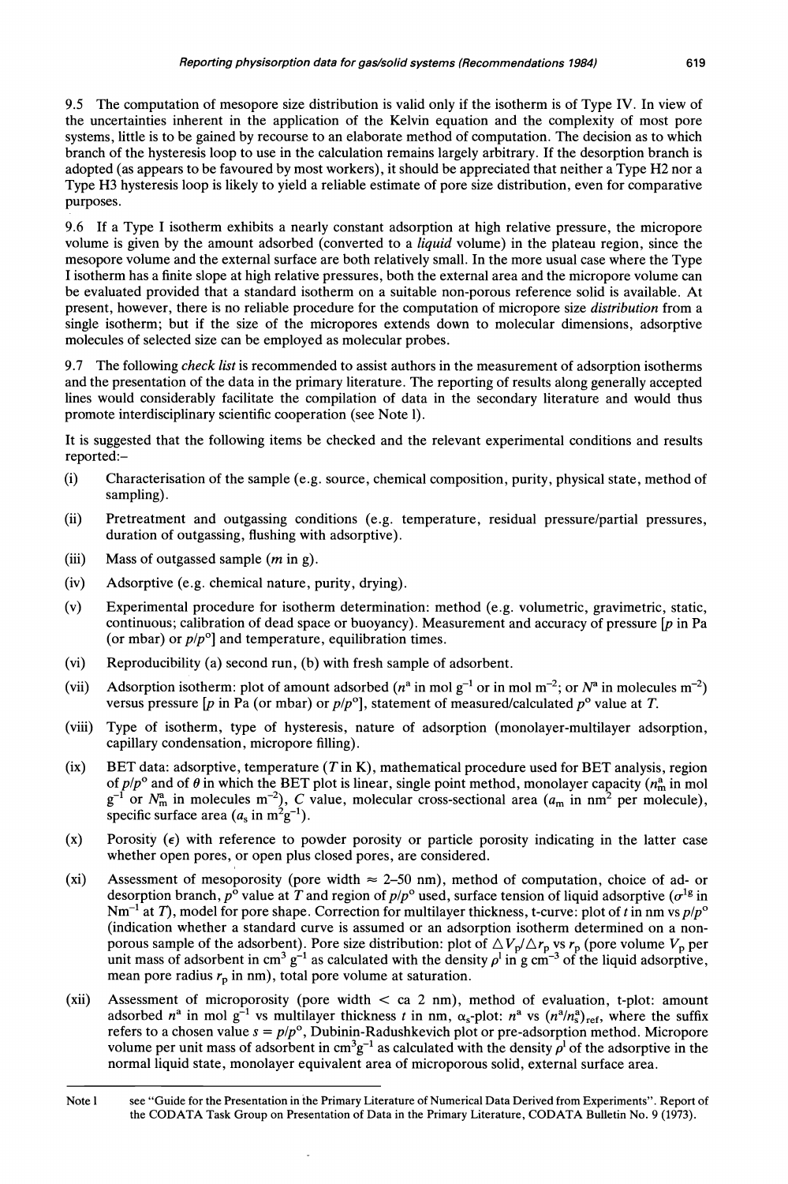9.5 The computation of mesopore size distribution is valid only if the isotherm is of Type IV. In view of the uncertainties inherent in the application of the Kelvin equation and the complexity of most pore systems, little is to be gained by recourse to an elaborate method of computation. The decision as to which branch of the hysteresis loop to use in the calculation remains largely arbitrary. If the desorption branch is adopted (as appears to be favoured by most workers), it should be appreciated that neither a Type H2 nor a Type H3 hysteresis loop is likely to yield a reliable estimate of pore size distribution, even for comparative purposes.

9.6 If a Type I isotherm exhibits a nearly constant adsorption at high relative pressure, the micropore volume is given by the amount adsorbed (converted to a *liquid* volume) in the plateau region, since the mesopore volume and the external surface are both relatively small. In the more usual case where the Type I isotherm has a finite slope at high relative pressures, both the external area and the micropore volume can be evaluated provided that a standard isotherm on a suitable non-porous reference solid is available. At present, however, there is no reliable procedure for the computation of micropore size *distribution* from a single isotherm; but if the size of the micropores extends down to molecular dimensions, adsorptive molecules of selected size can be employed as molecular probes.

9.7 The following *check list* is recommended to assist authors in the measurement of adsorption isotherms and the presentation of the data in the primary literature. The reporting of results along generally accepted lines would considerably facilitate the compilation of data in the secondary literature and would thus promote interdisciplinary scientific cooperation (see Note 1).

It is suggested that the following items be checked and the relevant experimental conditions and results reported:–

(i) Characterisation of the sample (e.g. source, chemical composition, purity, physical state, method of sampling).

(ii) Pretreatment and outgassing conditions (e.g. temperature, residual pressure/partial pressures, duration of outgassing, flushing with adsorptive).

(iii) Mass of outgassed sample ($m$ in g).

(iv) Adsorptive (e.g. chemical nature, purity, drying).

(v) Experimental procedure for isotherm determination: method (e.g. volumetric, gravimetric, static, continuous; calibration of dead space or buoyancy). Measurement and accuracy of pressure [$p$ in Pa (or mbar) or $p/p^o$] and temperature, equilibration times.

(vi) Reproducibility (a) second run, (b) with fresh sample of adsorbent.

(vii) Adsorption isotherm: plot of amount adsorbed ($n^a$ in mol g$^{-1}$ or in mol m$^{-2}$; or $N^a$ in molecules m$^{-2}$) versus pressure [$p$ in Pa (or mbar) or $p/p^o$], statement of measured/calculated $p^o$ value at $T$.

(viii) Type of isotherm, type of hysteresis, nature of adsorption (monolayer-multilayer adsorption, capillary condensation, micropore filling).

(ix) BET data: adsorptive, temperature ($T$ in K), mathematical procedure used for BET analysis, region of $p/p^o$ and of $\theta$ in which the BET plot is linear, single point method, monolayer capacity ($n^a_m$ in mol g$^{-1}$ or $N^a_m$ in molecules m$^{-2}$), $C$ value, molecular cross-sectional area ($a_m$ in nm$^2$ per molecule), specific surface area ($a_s$ in m$^2$g$^{-1}$).

(x) Porosity ($\epsilon$) with reference to powder porosity or particle porosity indicating in the latter case whether open pores, or open plus closed pores, are considered.

(xi) Assessment of mesoporosity (pore width $\approx$ 2–50 nm), method of computation, choice of ad- or desorption branch, $p^o$ value at $T$ and region of $p/p^o$ used, surface tension of liquid adsorptive ($\sigma^{lg}$ in Nm$^{-1}$ at $T$), model for pore shape. Correction for multilayer thickness, t-curve: plot of $t$ in nm vs $p/p^o$ (indication whether a standard curve is assumed or an adsorption isotherm determined on a non-porous sample of the adsorbent). Pore size distribution: plot of $\Delta V_p/\Delta r_p$ vs $r_p$ (pore volume $V_p$ per unit mass of adsorbent in cm$^3$ g$^{-1}$ as calculated with the density $\rho^l$ in g cm$^{-3}$ of the liquid adsorptive, mean pore radius $r_p$ in nm), total pore volume at saturation.

(xii) Assessment of microporosity (pore width < ca 2 nm), method of evaluation, t-plot: amount adsorbed $n^a$ in mol g$^{-1}$ vs multilayer thickness $t$ in nm, $\alpha_s$-plot: $n^a$ vs $(n^a/n^a_s)_{ref}$, where the suffix refers to a chosen value $s = p/p^o$, Dubinin-Radushkevich plot or pre-adsorption method. Micropore volume per unit mass of adsorbent in cm$^3$g$^{-1}$ as calculated with the density $\rho^l$ of the adsorptive in the normal liquid state, monolayer equivalent area of microporous solid, external surface area.

Note 1 see "Guide for the Presentation in the Primary Literature of Numerical Data Derived from Experiments". Report of the CODATA Task Group on Presentation of Data in the Primary Literature, CODATA Bulletin No. 9 (1973).